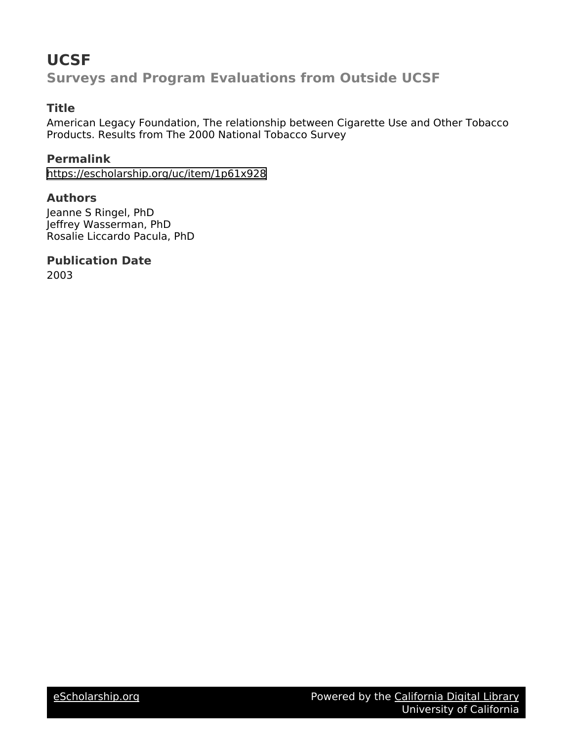# UCSF

## Surveys and Program Evaluations from Outside UCSF

### Title

American Legacy Foundation, The relationship between Cigarette Use and Other Tobacco Products. Results from The 2000 National Tobacco Survey

### Permalink

https://escholarship.org/uc/item/1p61x928

### Authors

Jeanne S Ringel, PhD
Jeffrey Wasserman, PhD
Rosalie Liccardo Pacula, PhD

### Publication Date

2003

eScholarship.org Powered by the California Digital Library University of California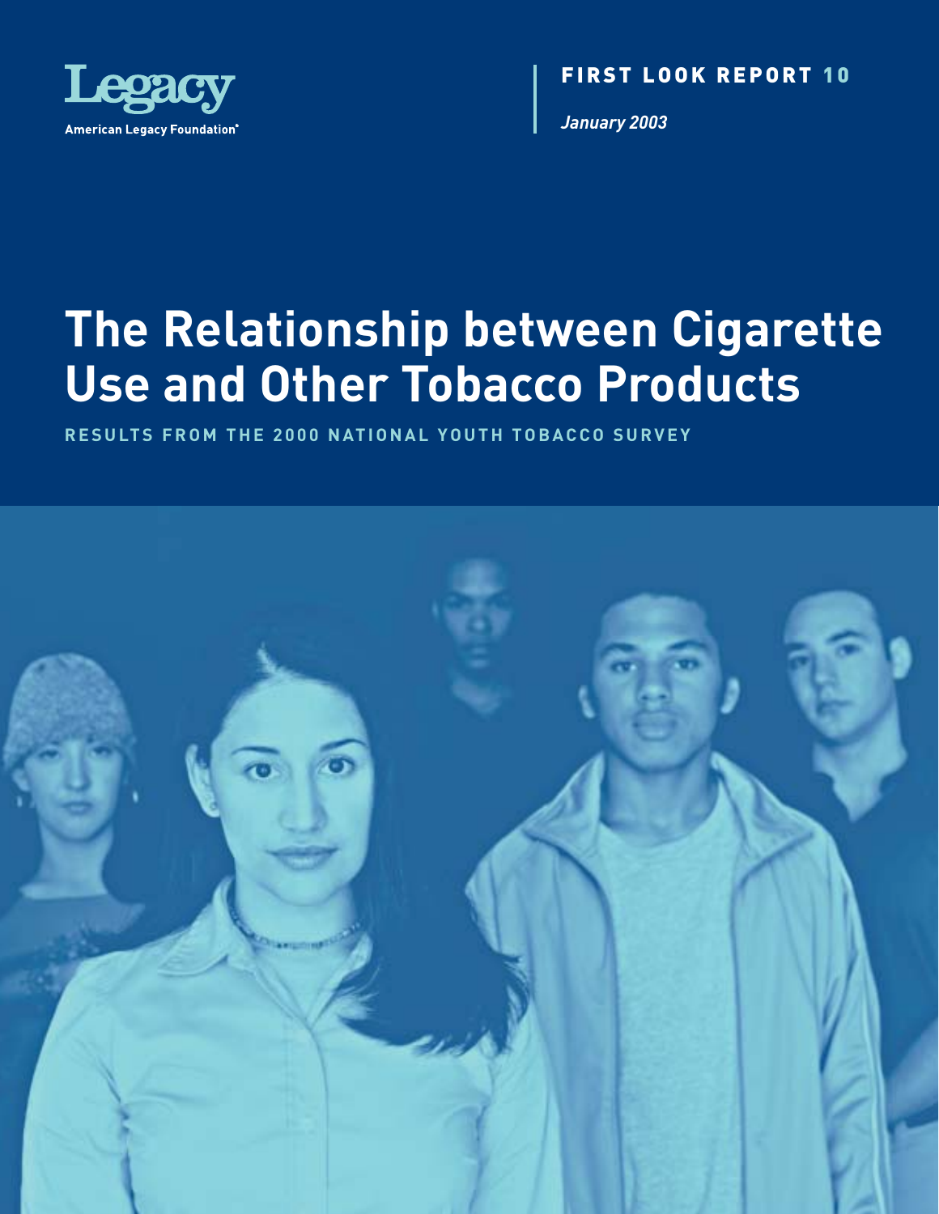Legacy

American Legacy Foundation®

**FIRST LOOK REPORT 10**

*January 2003*

# The Relationship between Cigarette Use and Other Tobacco Products

**RESULTS FROM THE 2000 NATIONAL YOUTH TOBACCO SURVEY**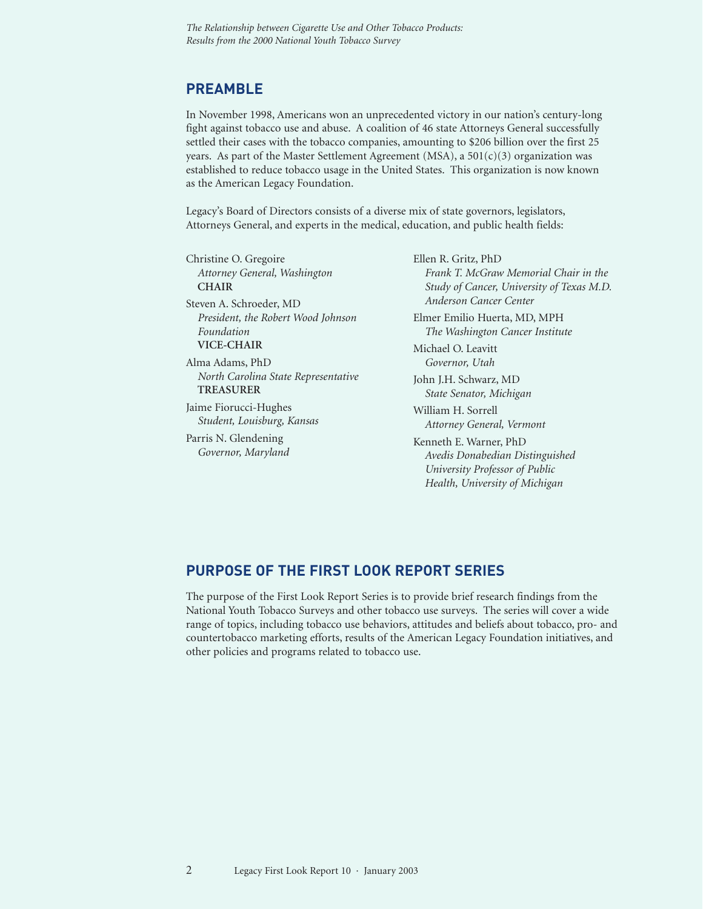## PREAMBLE

In November 1998, Americans won an unprecedented victory in our nation's century-long fight against tobacco use and abuse. A coalition of 46 state Attorneys General successfully settled their cases with the tobacco companies, amounting to $206 billion over the first 25 years. As part of the Master Settlement Agreement (MSA), a 501(c)(3) organization was established to reduce tobacco usage in the United States. This organization is now known as the American Legacy Foundation.

Legacy's Board of Directors consists of a diverse mix of state governors, legislators, Attorneys General, and experts in the medical, education, and public health fields:

Christine O. Gregoire
*Attorney General, Washington*
**CHAIR**

Steven A. Schroeder, MD
*President, the Robert Wood Johnson Foundation*
**VICE-CHAIR**

Alma Adams, PhD
*North Carolina State Representative*
**TREASURER**

Jaime Fiorucci-Hughes
*Student, Louisburg, Kansas*

Parris N. Glendening
*Governor, Maryland*

Ellen R. Gritz, PhD
*Frank T. McGraw Memorial Chair in the Study of Cancer, University of Texas M.D. Anderson Cancer Center*

Elmer Emilio Huerta, MD, MPH
*The Washington Cancer Institute*

Michael O. Leavitt
*Governor, Utah*

John J.H. Schwarz, MD
*State Senator, Michigan*

William H. Sorrell
*Attorney General, Vermont*

Kenneth E. Warner, PhD
*Avedis Donabedian Distinguished University Professor of Public Health, University of Michigan*

## PURPOSE OF THE FIRST LOOK REPORT SERIES

The purpose of the First Look Report Series is to provide brief research findings from the National Youth Tobacco Surveys and other tobacco use surveys. The series will cover a wide range of topics, including tobacco use behaviors, attitudes and beliefs about tobacco, pro- and countertobacco marketing efforts, results of the American Legacy Foundation initiatives, and other policies and programs related to tobacco use.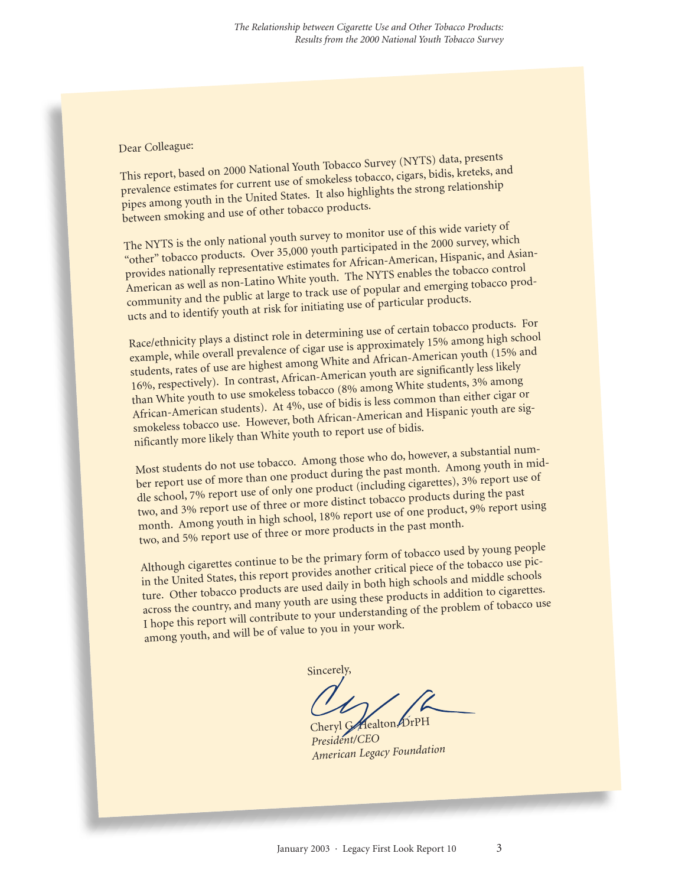Dear Colleague:

This report, based on 2000 National Youth Tobacco Survey (NYTS) data, presents prevalence estimates for current use of smokeless tobacco, cigars, bidis, kreteks, and pipes among youth in the United States. It also highlights the strong relationship between smoking and use of other tobacco products.

The NYTS is the only national youth survey to monitor use of this wide variety of "other" tobacco products. Over 35,000 youth participated in the 2000 survey, which provides nationally representative estimates for African-American, Hispanic, and Asian-American as well as non-Latino White youth. The NYTS enables the tobacco control community and the public at large to track use of popular and emerging tobacco products and to identify youth at risk for initiating use of particular products.

Race/ethnicity plays a distinct role in determining use of certain tobacco products. For example, while overall prevalence of cigar use is approximately 15% among high school students, rates of use are highest among White and African-American youth (15% and 16%, respectively). In contrast, African-American youth are significantly less likely than White youth to use smokeless tobacco (8% among White students, 3% among African-American students). At 4%, use of bidis is less common than either cigar or smokeless tobacco use. However, both African-American and Hispanic youth are significantly more likely than White youth to report use of bidis.

Most students do not use tobacco. Among those who do, however, a substantial number report use of more than one product during the past month. Among youth in middle school, 7% report use of only one product (including cigarettes), 3% report use of two, and 3% report use of three or more distinct tobacco products during the past month. Among youth in high school, 18% report use of one product, 9% report using two, and 5% report use of three or more products in the past month.

Although cigarettes continue to be the primary form of tobacco used by young people in the United States, this report provides another critical piece of the tobacco use picture. Other tobacco products are used daily in both high schools and middle schools across the country, and many youth are using these products in addition to cigarettes. I hope this report will contribute to your understanding of the problem of tobacco use among youth, and will be of value to you in your work.

Sincerely,

Cheryl G. Healton, DrPH
*President/CEO*
*American Legacy Foundation*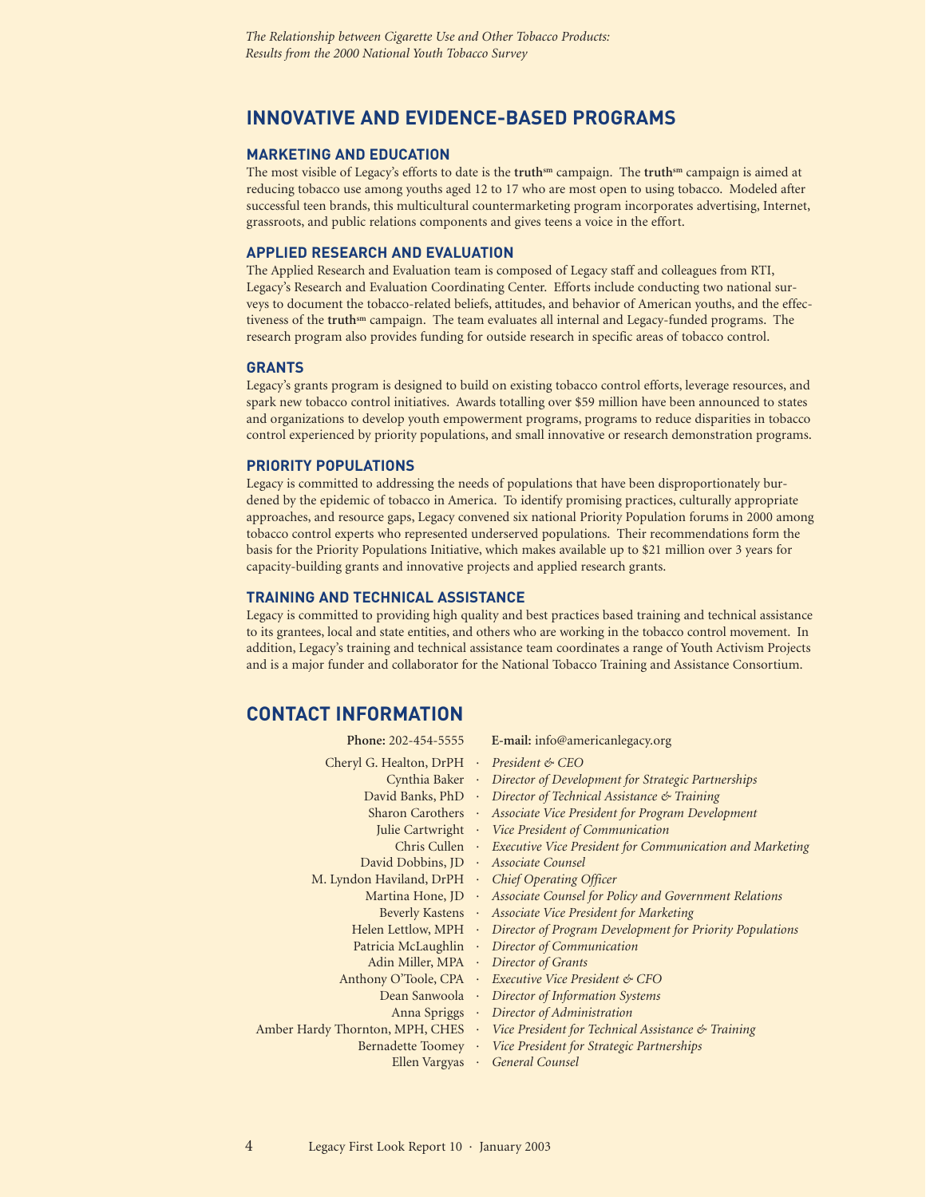## INNOVATIVE AND EVIDENCE-BASED PROGRAMS

### MARKETING AND EDUCATION

The most visible of Legacy's efforts to date is the **truth**[sm] campaign. The **truth**[sm] campaign is aimed at reducing tobacco use among youths aged 12 to 17 who are most open to using tobacco. Modeled after successful teen brands, this multicultural countermarketing program incorporates advertising, Internet, grassroots, and public relations components and gives teens a voice in the effort.

### APPLIED RESEARCH AND EVALUATION

The Applied Research and Evaluation team is composed of Legacy staff and colleagues from RTI, Legacy's Research and Evaluation Coordinating Center. Efforts include conducting two national surveys to document the tobacco-related beliefs, attitudes, and behavior of American youths, and the effectiveness of the **truth**[sm] campaign. The team evaluates all internal and Legacy-funded programs. The research program also provides funding for outside research in specific areas of tobacco control.

### GRANTS

Legacy's grants program is designed to build on existing tobacco control efforts, leverage resources, and spark new tobacco control initiatives. Awards totalling over $59 million have been announced to states and organizations to develop youth empowerment programs, programs to reduce disparities in tobacco control experienced by priority populations, and small innovative or research demonstration programs.

### PRIORITY POPULATIONS

Legacy is committed to addressing the needs of populations that have been disproportionately burdened by the epidemic of tobacco in America. To identify promising practices, culturally appropriate approaches, and resource gaps, Legacy convened six national Priority Population forums in 2000 among tobacco control experts who represented underserved populations. Their recommendations form the basis for the Priority Populations Initiative, which makes available up to $21 million over 3 years for capacity-building grants and innovative projects and applied research grants.

### TRAINING AND TECHNICAL ASSISTANCE

Legacy is committed to providing high quality and best practices based training and technical assistance to its grantees, local and state entities, and others who are working in the tobacco control movement. In addition, Legacy's training and technical assistance team coordinates a range of Youth Activism Projects and is a major funder and collaborator for the National Tobacco Training and Assistance Consortium.

## CONTACT INFORMATION

**Phone:** 202-454-5555 **E-mail:** info@americanlegacy.org

Cheryl G. Healton, DrPH · *President & CEO*
Cynthia Baker · *Director of Development for Strategic Partnerships*
David Banks, PhD · *Director of Technical Assistance & Training*
Sharon Carothers · *Associate Vice President for Program Development*
Julie Cartwright · *Vice President of Communication*
Chris Cullen · *Executive Vice President for Communication and Marketing*
David Dobbins, JD · *Associate Counsel*
M. Lyndon Haviland, DrPH · *Chief Operating Officer*
Martina Hone, JD · *Associate Counsel for Policy and Government Relations*
Beverly Kastens · *Associate Vice President for Marketing*
Helen Lettlow, MPH · *Director of Program Development for Priority Populations*
Patricia McLaughlin · *Director of Communication*
Adin Miller, MPA · *Director of Grants*
Anthony O'Toole, CPA · *Executive Vice President & CFO*
Dean Sanwoola · *Director of Information Systems*
Anna Spriggs · *Director of Administration*
Amber Hardy Thornton, MPH, CHES · *Vice President for Technical Assistance & Training*
Bernadette Toomey · *Vice President for Strategic Partnerships*
Ellen Vargyas · *General Counsel*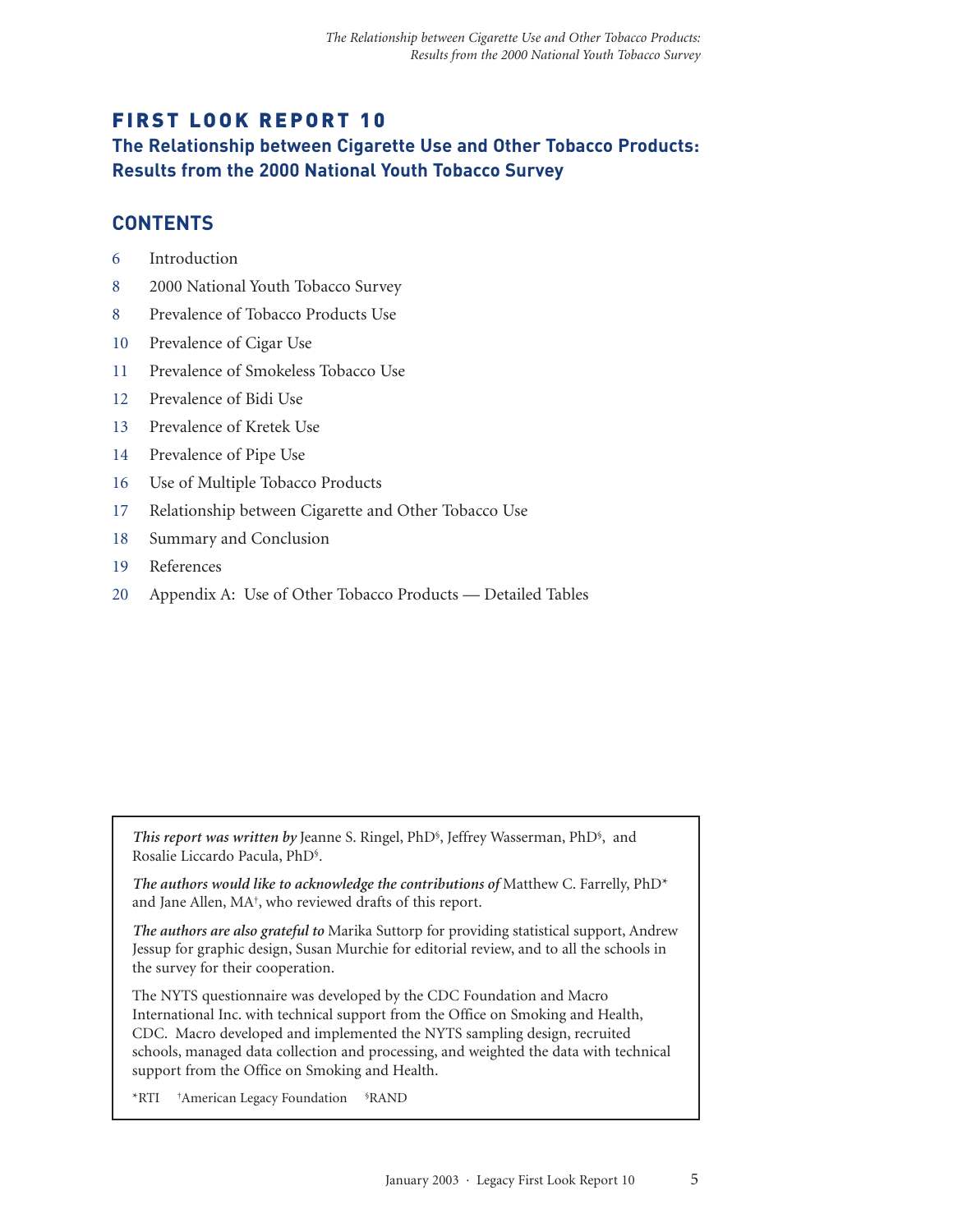# FIRST LOOK REPORT 10

## The Relationship between Cigarette Use and Other Tobacco Products: Results from the 2000 National Youth Tobacco Survey

## CONTENTS

6 Introduction

8 2000 National Youth Tobacco Survey

8 Prevalence of Tobacco Products Use

10 Prevalence of Cigar Use

11 Prevalence of Smokeless Tobacco Use

12 Prevalence of Bidi Use

13 Prevalence of Kretek Use

14 Prevalence of Pipe Use

16 Use of Multiple Tobacco Products

17 Relationship between Cigarette and Other Tobacco Use

18 Summary and Conclusion

19 References

20 Appendix A: Use of Other Tobacco Products — Detailed Tables

***This report was written by*** Jeanne S. Ringel, PhD[§], Jeffrey Wasserman, PhD[§], and Rosalie Liccardo Pacula, PhD[§].

***The authors would like to acknowledge the contributions of*** Matthew C. Farrelly, PhD* and Jane Allen, MA[†], who reviewed drafts of this report.

***The authors are also grateful to*** Marika Suttorp for providing statistical support, Andrew Jessup for graphic design, Susan Murchie for editorial review, and to all the schools in the survey for their cooperation.

The NYTS questionnaire was developed by the CDC Foundation and Macro International Inc. with technical support from the Office on Smoking and Health, CDC. Macro developed and implemented the NYTS sampling design, recruited schools, managed data collection and processing, and weighted the data with technical support from the Office on Smoking and Health.

*RTI [†]American Legacy Foundation [§]RAND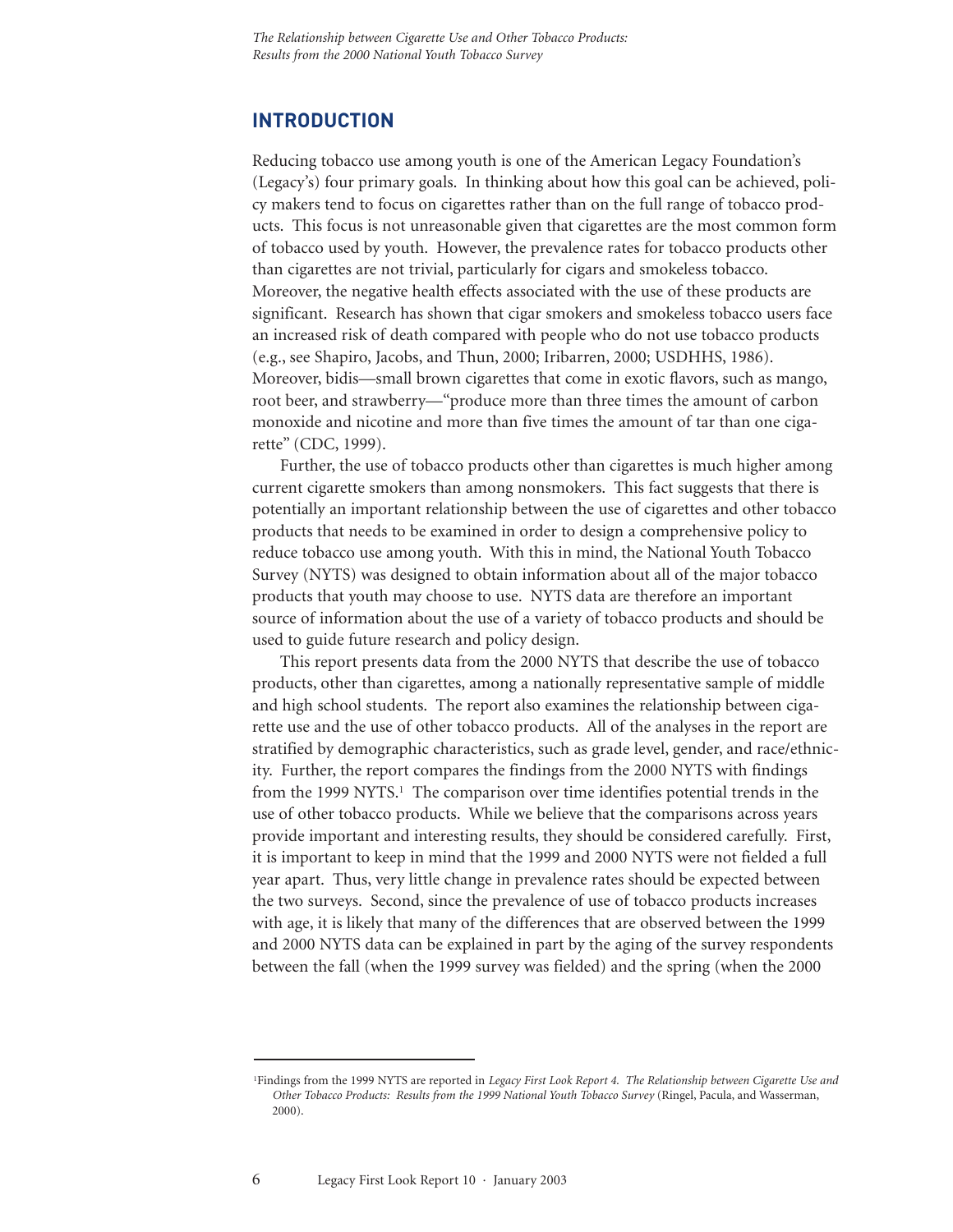## INTRODUCTION

Reducing tobacco use among youth is one of the American Legacy Foundation's (Legacy's) four primary goals. In thinking about how this goal can be achieved, policy makers tend to focus on cigarettes rather than on the full range of tobacco products. This focus is not unreasonable given that cigarettes are the most common form of tobacco used by youth. However, the prevalence rates for tobacco products other than cigarettes are not trivial, particularly for cigars and smokeless tobacco. Moreover, the negative health effects associated with the use of these products are significant. Research has shown that cigar smokers and smokeless tobacco users face an increased risk of death compared with people who do not use tobacco products (e.g., see Shapiro, Jacobs, and Thun, 2000; Iribarren, 2000; USDHHS, 1986). Moreover, bidis—small brown cigarettes that come in exotic flavors, such as mango, root beer, and strawberry—"produce more than three times the amount of carbon monoxide and nicotine and more than five times the amount of tar than one cigarette" (CDC, 1999).

Further, the use of tobacco products other than cigarettes is much higher among current cigarette smokers than among nonsmokers. This fact suggests that there is potentially an important relationship between the use of cigarettes and other tobacco products that needs to be examined in order to design a comprehensive policy to reduce tobacco use among youth. With this in mind, the National Youth Tobacco Survey (NYTS) was designed to obtain information about all of the major tobacco products that youth may choose to use. NYTS data are therefore an important source of information about the use of a variety of tobacco products and should be used to guide future research and policy design.

This report presents data from the 2000 NYTS that describe the use of tobacco products, other than cigarettes, among a nationally representative sample of middle and high school students. The report also examines the relationship between cigarette use and the use of other tobacco products. All of the analyses in the report are stratified by demographic characteristics, such as grade level, gender, and race/ethnicity. Further, the report compares the findings from the 2000 NYTS with findings from the 1999 NYTS.[1] The comparison over time identifies potential trends in the use of other tobacco products. While we believe that the comparisons across years provide important and interesting results, they should be considered carefully. First, it is important to keep in mind that the 1999 and 2000 NYTS were not fielded a full year apart. Thus, very little change in prevalence rates should be expected between the two surveys. Second, since the prevalence of use of tobacco products increases with age, it is likely that many of the differences that are observed between the 1999 and 2000 NYTS data can be explained in part by the aging of the survey respondents between the fall (when the 1999 survey was fielded) and the spring (when the 2000

---

[1]Findings from the 1999 NYTS are reported in *Legacy First Look Report 4. The Relationship between Cigarette Use and Other Tobacco Products: Results from the 1999 National Youth Tobacco Survey* (Ringel, Pacula, and Wasserman, 2000).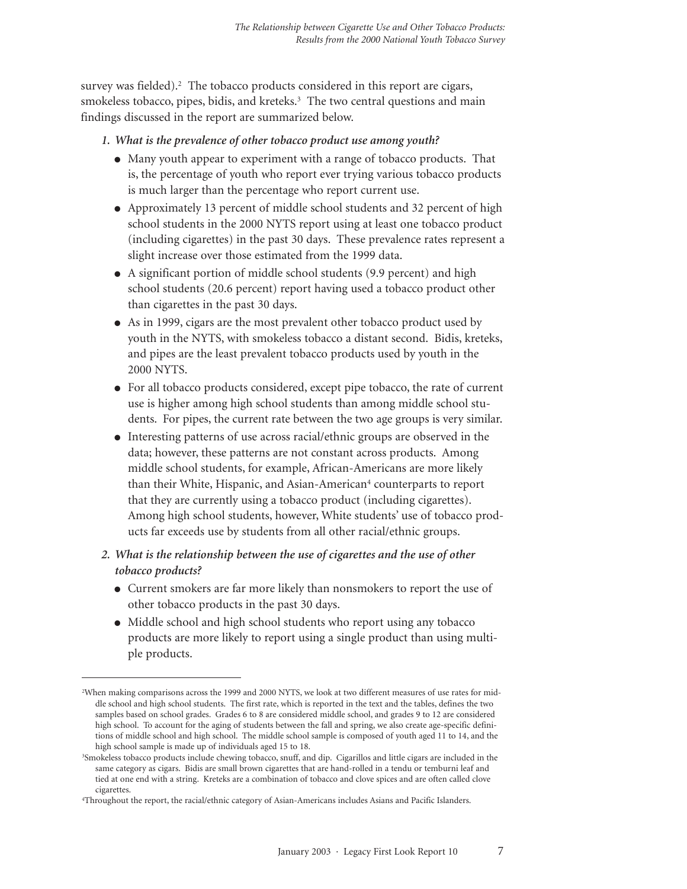survey was fielded).[2] The tobacco products considered in this report are cigars, smokeless tobacco, pipes, bidis, and kreteks.[3] The two central questions and main findings discussed in the report are summarized below.

1. ***What is the prevalence of other tobacco product use among youth?***
   - Many youth appear to experiment with a range of tobacco products. That is, the percentage of youth who report ever trying various tobacco products is much larger than the percentage who report current use.
   - Approximately 13 percent of middle school students and 32 percent of high school students in the 2000 NYTS report using at least one tobacco product (including cigarettes) in the past 30 days. These prevalence rates represent a slight increase over those estimated from the 1999 data.
   - A significant portion of middle school students (9.9 percent) and high school students (20.6 percent) report having used a tobacco product other than cigarettes in the past 30 days.
   - As in 1999, cigars are the most prevalent other tobacco product used by youth in the NYTS, with smokeless tobacco a distant second. Bidis, kreteks, and pipes are the least prevalent tobacco products used by youth in the 2000 NYTS.
   - For all tobacco products considered, except pipe tobacco, the rate of current use is higher among high school students than among middle school students. For pipes, the current rate between the two age groups is very similar.
   - Interesting patterns of use across racial/ethnic groups are observed in the data; however, these patterns are not constant across products. Among middle school students, for example, African-Americans are more likely than their White, Hispanic, and Asian-American[4] counterparts to report that they are currently using a tobacco product (including cigarettes). Among high school students, however, White students' use of tobacco products far exceeds use by students from all other racial/ethnic groups.

2. ***What is the relationship between the use of cigarettes and the use of other tobacco products?***
   - Current smokers are far more likely than nonsmokers to report the use of other tobacco products in the past 30 days.
   - Middle school and high school students who report using any tobacco products are more likely to report using a single product than using multiple products.

---

[2]When making comparisons across the 1999 and 2000 NYTS, we look at two different measures of use rates for middle school and high school students. The first rate, which is reported in the text and the tables, defines the two samples based on school grades. Grades 6 to 8 are considered middle school, and grades 9 to 12 are considered high school. To account for the aging of students between the fall and spring, we also create age-specific definitions of middle school and high school. The middle school sample is composed of youth aged 11 to 14, and the high school sample is made up of individuals aged 15 to 18.

[3]Smokeless tobacco products include chewing tobacco, snuff, and dip. Cigarillos and little cigars are included in the same category as cigars. Bidis are small brown cigarettes that are hand-rolled in a tendu or temburni leaf and tied at one end with a string. Kreteks are a combination of tobacco and clove spices and are often called clove cigarettes.

[4]Throughout the report, the racial/ethnic category of Asian-Americans includes Asians and Pacific Islanders.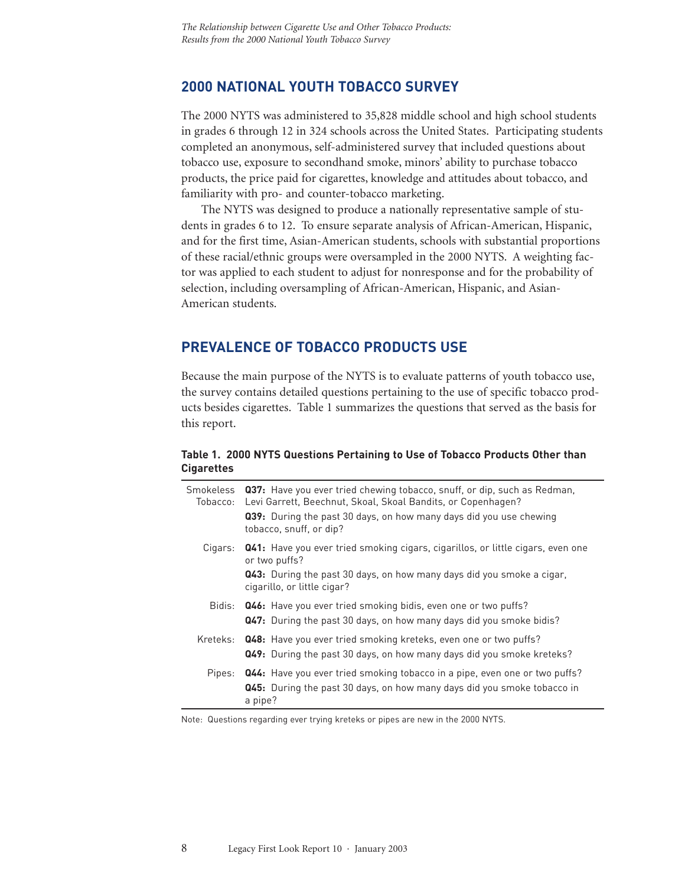## 2000 NATIONAL YOUTH TOBACCO SURVEY

The 2000 NYTS was administered to 35,828 middle school and high school students in grades 6 through 12 in 324 schools across the United States. Participating students completed an anonymous, self-administered survey that included questions about tobacco use, exposure to secondhand smoke, minors' ability to purchase tobacco products, the price paid for cigarettes, knowledge and attitudes about tobacco, and familiarity with pro- and counter-tobacco marketing.

The NYTS was designed to produce a nationally representative sample of students in grades 6 to 12. To ensure separate analysis of African-American, Hispanic, and for the first time, Asian-American students, schools with substantial proportions of these racial/ethnic groups were oversampled in the 2000 NYTS. A weighting factor was applied to each student to adjust for nonresponse and for the probability of selection, including oversampling of African-American, Hispanic, and Asian-American students.

## PREVALENCE OF TOBACCO PRODUCTS USE

Because the main purpose of the NYTS is to evaluate patterns of youth tobacco use, the survey contains detailed questions pertaining to the use of specific tobacco products besides cigarettes. Table 1 summarizes the questions that served as the basis for this report.

**Table 1. 2000 NYTS Questions Pertaining to Use of Tobacco Products Other than Cigarettes**

| | |
|---|---|
| Smokeless Tobacco: | **Q37:** Have you ever tried chewing tobacco, snuff, or dip, such as Redman, Levi Garrett, Beechnut, Skoal, Skoal Bandits, or Copenhagen? |
| | **Q39:** During the past 30 days, on how many days did you use chewing tobacco, snuff, or dip? |
| Cigars: | **Q41:** Have you ever tried smoking cigars, cigarillos, or little cigars, even one or two puffs? |
| | **Q43:** During the past 30 days, on how many days did you smoke a cigar, cigarillo, or little cigar? |
| Bidis: | **Q46:** Have you ever tried smoking bidis, even one or two puffs? |
| | **Q47:** During the past 30 days, on how many days did you smoke bidis? |
| Kreteks: | **Q48:** Have you ever tried smoking kreteks, even one or two puffs? |
| | **Q49:** During the past 30 days, on how many days did you smoke kreteks? |
| Pipes: | **Q44:** Have you ever tried smoking tobacco in a pipe, even one or two puffs? |
| | **Q45:** During the past 30 days, on how many days did you smoke tobacco in a pipe? |

Note: Questions regarding ever trying kreteks or pipes are new in the 2000 NYTS.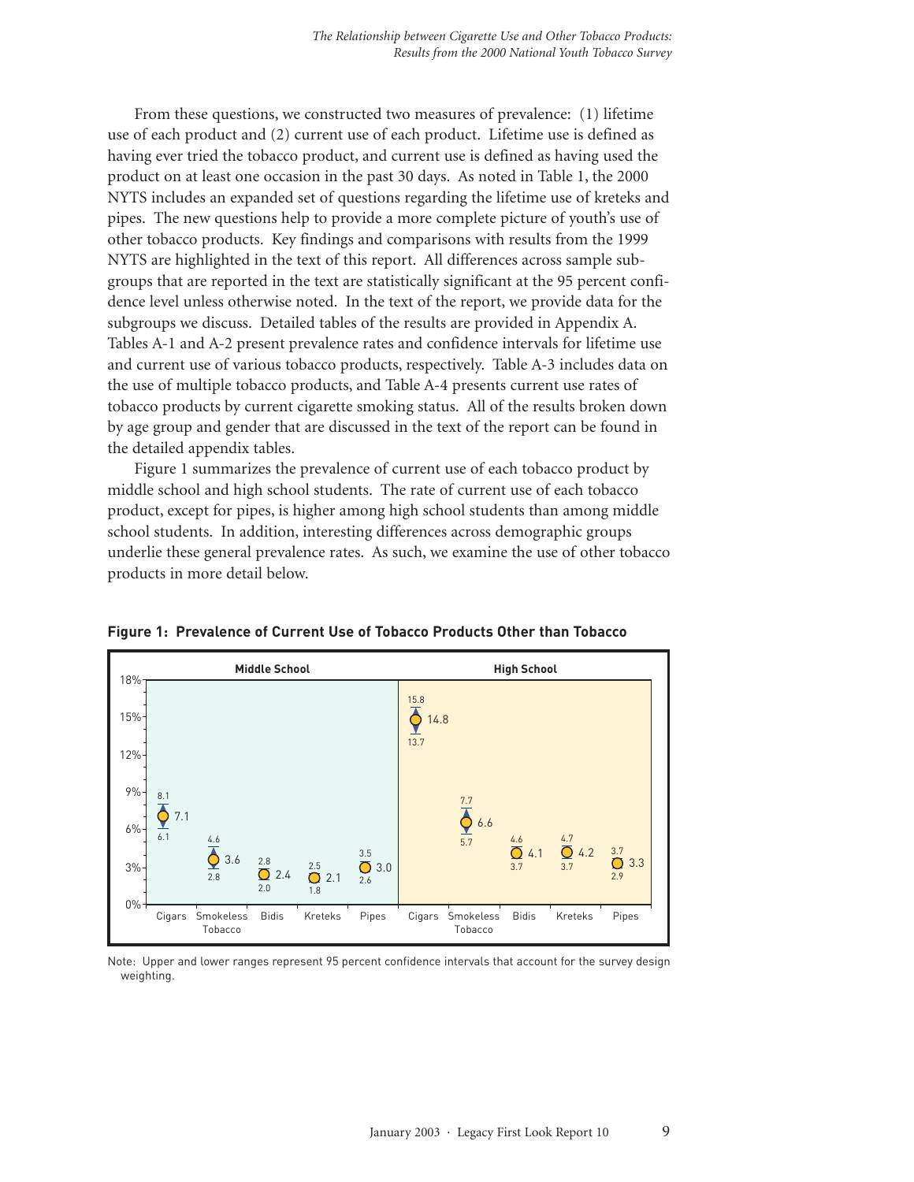From these questions, we constructed two measures of prevalence: (1) lifetime use of each product and (2) current use of each product. Lifetime use is defined as having ever tried the tobacco product, and current use is defined as having used the product on at least one occasion in the past 30 days. As noted in Table 1, the 2000 NYTS includes an expanded set of questions regarding the lifetime use of kreteks and pipes. The new questions help to provide a more complete picture of youth's use of other tobacco products. Key findings and comparisons with results from the 1999 NYTS are highlighted in the text of this report. All differences across sample subgroups that are reported in the text are statistically significant at the 95 percent confidence level unless otherwise noted. In the text of the report, we provide data for the subgroups we discuss. Detailed tables of the results are provided in Appendix A. Tables A-1 and A-2 present prevalence rates and confidence intervals for lifetime use and current use of various tobacco products, respectively. Table A-3 includes data on the use of multiple tobacco products, and Table A-4 presents current use rates of tobacco products by current cigarette smoking status. All of the results broken down by age group and gender that are discussed in the text of the report can be found in the detailed appendix tables.

Figure 1 summarizes the prevalence of current use of each tobacco product by middle school and high school students. The rate of current use of each tobacco product, except for pipes, is higher among high school students than among middle school students. In addition, interesting differences across demographic groups underlie these general prevalence rates. As such, we examine the use of other tobacco products in more detail below.

**Figure 1: Prevalence of Current Use of Tobacco Products Other than Tobacco**

| School | Product | Prevalence (%) | Lower 95% CI | Upper 95% CI |
|---|---|---|---|---|
| Middle School | Cigars | 7.1 | 6.1 | 8.1 |
| Middle School | Smokeless Tobacco | 3.6 | 2.8 | 4.6 |
| Middle School | Bidis | 2.4 | 2.0 | 2.8 |
| Middle School | Kreteks | 2.1 | 1.8 | 2.5 |
| Middle School | Pipes | 3.0 | 2.6 | 3.5 |
| High School | Cigars | 14.8 | 13.7 | 15.8 |
| High School | Smokeless Tobacco | 6.6 | 5.7 | 7.7 |
| High School | Bidis | 4.1 | 3.7 | 4.6 |
| High School | Kreteks | 4.2 | 3.7 | 4.7 |
| High School | Pipes | 3.3 | 2.9 | 3.7 |

Note: Upper and lower ranges represent 95 percent confidence intervals that account for the survey design weighting.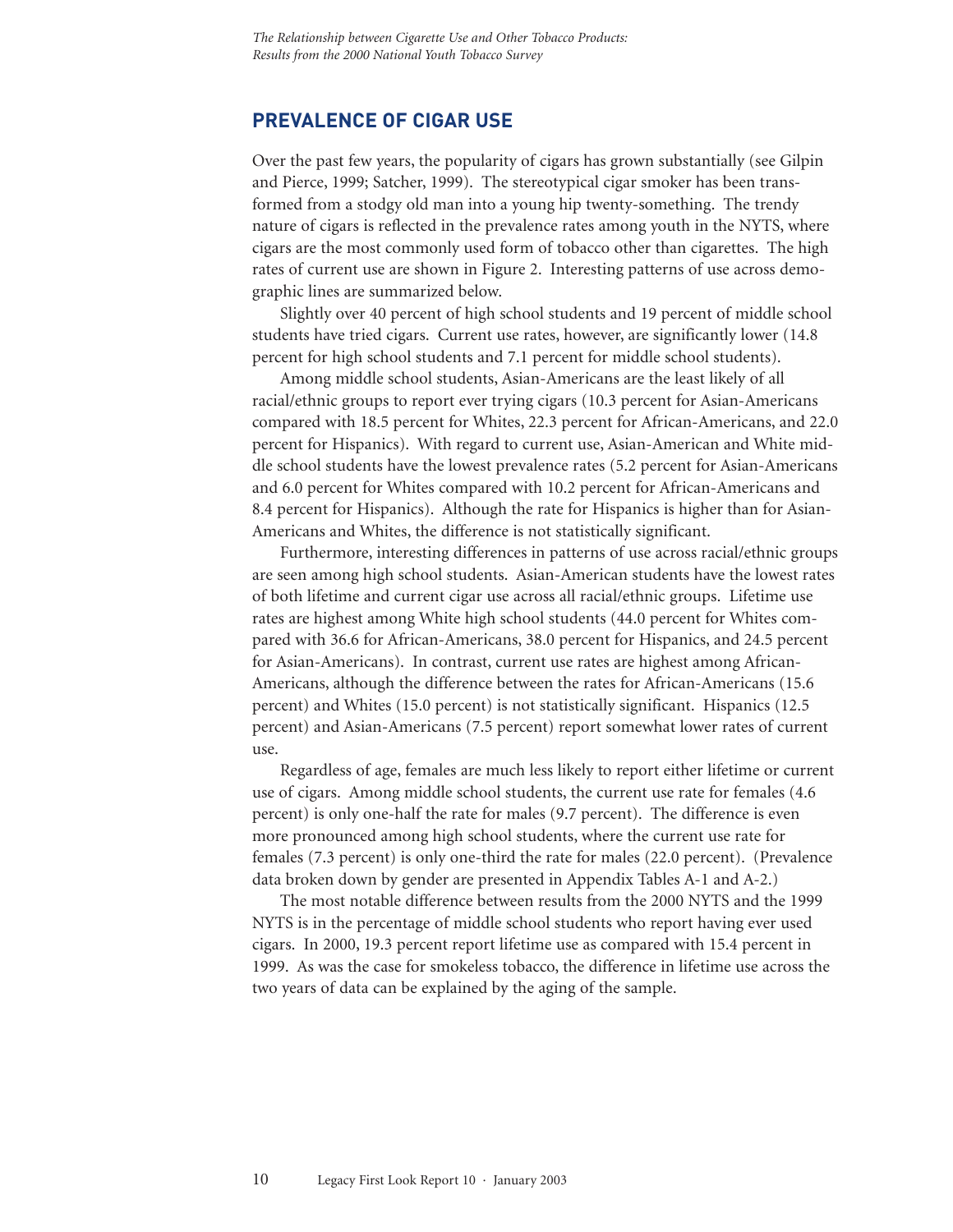## PREVALENCE OF CIGAR USE

Over the past few years, the popularity of cigars has grown substantially (see Gilpin and Pierce, 1999; Satcher, 1999). The stereotypical cigar smoker has been transformed from a stodgy old man into a young hip twenty-something. The trendy nature of cigars is reflected in the prevalence rates among youth in the NYTS, where cigars are the most commonly used form of tobacco other than cigarettes. The high rates of current use are shown in Figure 2. Interesting patterns of use across demographic lines are summarized below.

Slightly over 40 percent of high school students and 19 percent of middle school students have tried cigars. Current use rates, however, are significantly lower (14.8 percent for high school students and 7.1 percent for middle school students).

Among middle school students, Asian-Americans are the least likely of all racial/ethnic groups to report ever trying cigars (10.3 percent for Asian-Americans compared with 18.5 percent for Whites, 22.3 percent for African-Americans, and 22.0 percent for Hispanics). With regard to current use, Asian-American and White middle school students have the lowest prevalence rates (5.2 percent for Asian-Americans and 6.0 percent for Whites compared with 10.2 percent for African-Americans and 8.4 percent for Hispanics). Although the rate for Hispanics is higher than for Asian-Americans and Whites, the difference is not statistically significant.

Furthermore, interesting differences in patterns of use across racial/ethnic groups are seen among high school students. Asian-American students have the lowest rates of both lifetime and current cigar use across all racial/ethnic groups. Lifetime use rates are highest among White high school students (44.0 percent for Whites compared with 36.6 for African-Americans, 38.0 percent for Hispanics, and 24.5 percent for Asian-Americans). In contrast, current use rates are highest among African-Americans, although the difference between the rates for African-Americans (15.6 percent) and Whites (15.0 percent) is not statistically significant. Hispanics (12.5 percent) and Asian-Americans (7.5 percent) report somewhat lower rates of current use.

Regardless of age, females are much less likely to report either lifetime or current use of cigars. Among middle school students, the current use rate for females (4.6 percent) is only one-half the rate for males (9.7 percent). The difference is even more pronounced among high school students, where the current use rate for females (7.3 percent) is only one-third the rate for males (22.0 percent). (Prevalence data broken down by gender are presented in Appendix Tables A-1 and A-2.)

The most notable difference between results from the 2000 NYTS and the 1999 NYTS is in the percentage of middle school students who report having ever used cigars. In 2000, 19.3 percent report lifetime use as compared with 15.4 percent in 1999. As was the case for smokeless tobacco, the difference in lifetime use across the two years of data can be explained by the aging of the sample.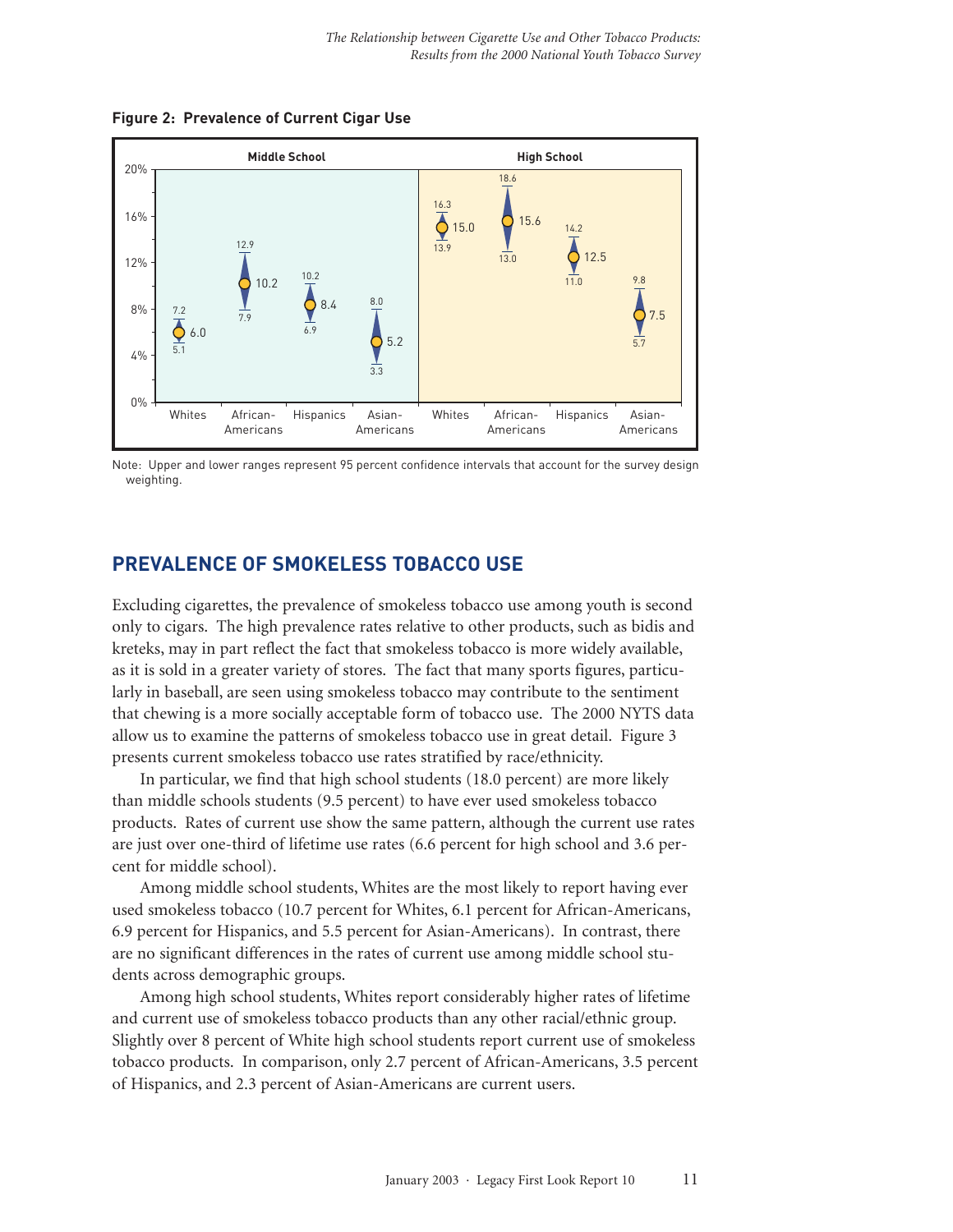**Figure 2: Prevalence of Current Cigar Use**

| | Middle School | | | | High School | | | |
|---|---|---|---|---|---|---|---|---|
| | Whites | African-Americans | Hispanics | Asian-Americans | Whites | African-Americans | Hispanics | Asian-Americans |
| Upper | 7.2 | 12.9 | 10.2 | 8.0 | 16.3 | 18.6 | 14.2 | 9.8 |
| Estimate | 6.0 | 10.2 | 8.4 | 5.2 | 15.0 | 15.6 | 12.5 | 7.5 |
| Lower | 5.1 | 7.9 | 6.9 | 3.3 | 13.9 | 13.0 | 11.0 | 5.7 |

Note: Upper and lower ranges represent 95 percent confidence intervals that account for the survey design weighting.

## PREVALENCE OF SMOKELESS TOBACCO USE

Excluding cigarettes, the prevalence of smokeless tobacco use among youth is second only to cigars. The high prevalence rates relative to other products, such as bidis and kreteks, may in part reflect the fact that smokeless tobacco is more widely available, as it is sold in a greater variety of stores. The fact that many sports figures, particularly in baseball, are seen using smokeless tobacco may contribute to the sentiment that chewing is a more socially acceptable form of tobacco use. The 2000 NYTS data allow us to examine the patterns of smokeless tobacco use in great detail. Figure 3 presents current smokeless tobacco use rates stratified by race/ethnicity.

In particular, we find that high school students (18.0 percent) are more likely than middle schools students (9.5 percent) to have ever used smokeless tobacco products. Rates of current use show the same pattern, although the current use rates are just over one-third of lifetime use rates (6.6 percent for high school and 3.6 percent for middle school).

Among middle school students, Whites are the most likely to report having ever used smokeless tobacco (10.7 percent for Whites, 6.1 percent for African-Americans, 6.9 percent for Hispanics, and 5.5 percent for Asian-Americans). In contrast, there are no significant differences in the rates of current use among middle school students across demographic groups.

Among high school students, Whites report considerably higher rates of lifetime and current use of smokeless tobacco products than any other racial/ethnic group. Slightly over 8 percent of White high school students report current use of smokeless tobacco products. In comparison, only 2.7 percent of African-Americans, 3.5 percent of Hispanics, and 2.3 percent of Asian-Americans are current users.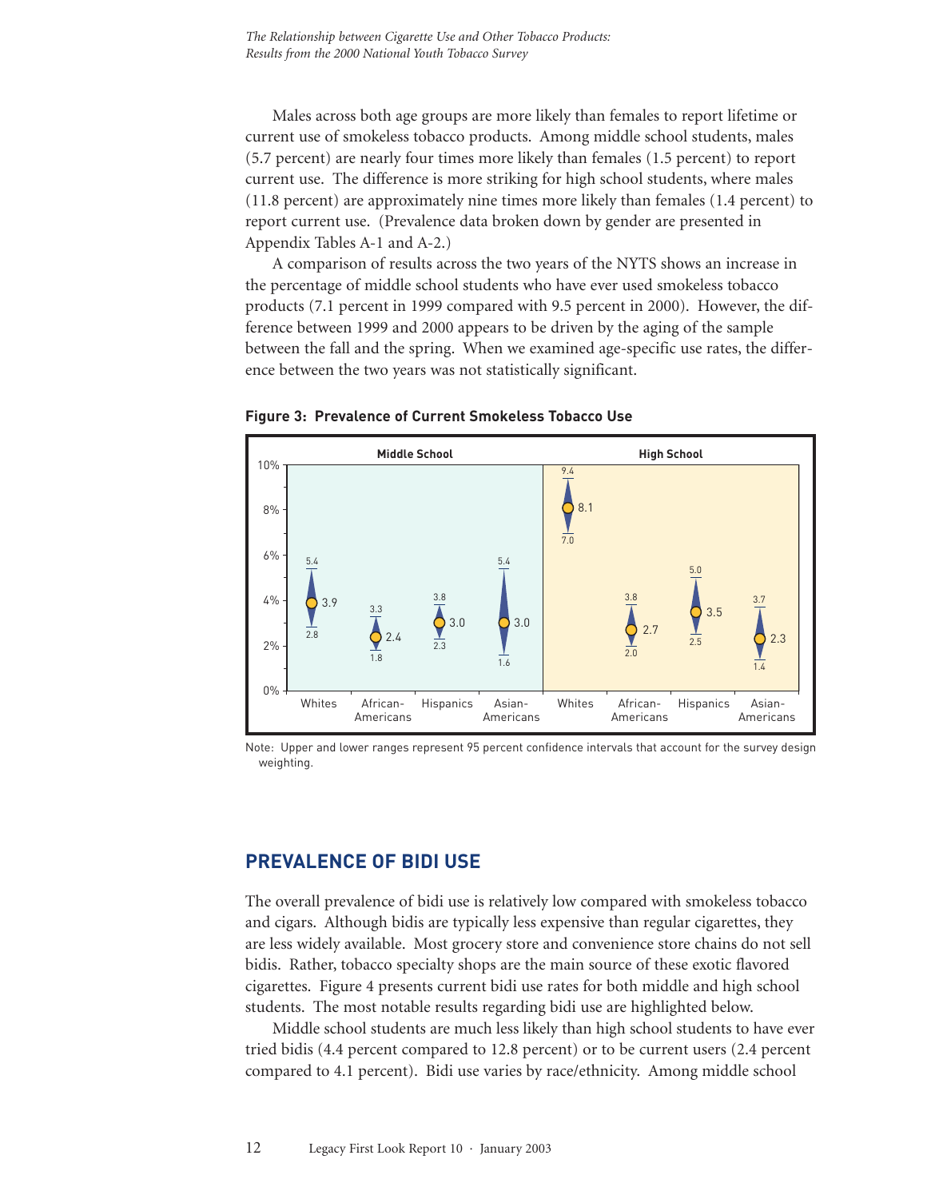Males across both age groups are more likely than females to report lifetime or current use of smokeless tobacco products. Among middle school students, males (5.7 percent) are nearly four times more likely than females (1.5 percent) to report current use. The difference is more striking for high school students, where males (11.8 percent) are approximately nine times more likely than females (1.4 percent) to report current use. (Prevalence data broken down by gender are presented in Appendix Tables A-1 and A-2.)

A comparison of results across the two years of the NYTS shows an increase in the percentage of middle school students who have ever used smokeless tobacco products (7.1 percent in 1999 compared with 9.5 percent in 2000). However, the difference between 1999 and 2000 appears to be driven by the aging of the sample between the fall and the spring. When we examined age-specific use rates, the difference between the two years was not statistically significant.

**Figure 3: Prevalence of Current Smokeless Tobacco Use**

| | Middle School | | | | High School | | | |
|---|---|---|---|---|---|---|---|---|
| | Whites | African-Americans | Hispanics | Asian-Americans | Whites | African-Americans | Hispanics | Asian-Americans |
| Upper 95% CI | 5.4 | 3.3 | 3.8 | 5.4 | 9.4 | 3.8 | 5.0 | 3.7 |
| Estimate | 3.9 | 2.4 | 3.0 | 3.0 | 8.1 | 2.7 | 3.5 | 2.3 |
| Lower 95% CI | 2.8 | 1.8 | 2.3 | 1.6 | 7.0 | 2.0 | 2.5 | 1.4 |

Note: Upper and lower ranges represent 95 percent confidence intervals that account for the survey design weighting.

## PREVALENCE OF BIDI USE

The overall prevalence of bidi use is relatively low compared with smokeless tobacco and cigars. Although bidis are typically less expensive than regular cigarettes, they are less widely available. Most grocery store and convenience store chains do not sell bidis. Rather, tobacco specialty shops are the main source of these exotic flavored cigarettes. Figure 4 presents current bidi use rates for both middle and high school students. The most notable results regarding bidi use are highlighted below.

Middle school students are much less likely than high school students to have ever tried bidis (4.4 percent compared to 12.8 percent) or to be current users (2.4 percent compared to 4.1 percent). Bidi use varies by race/ethnicity. Among middle school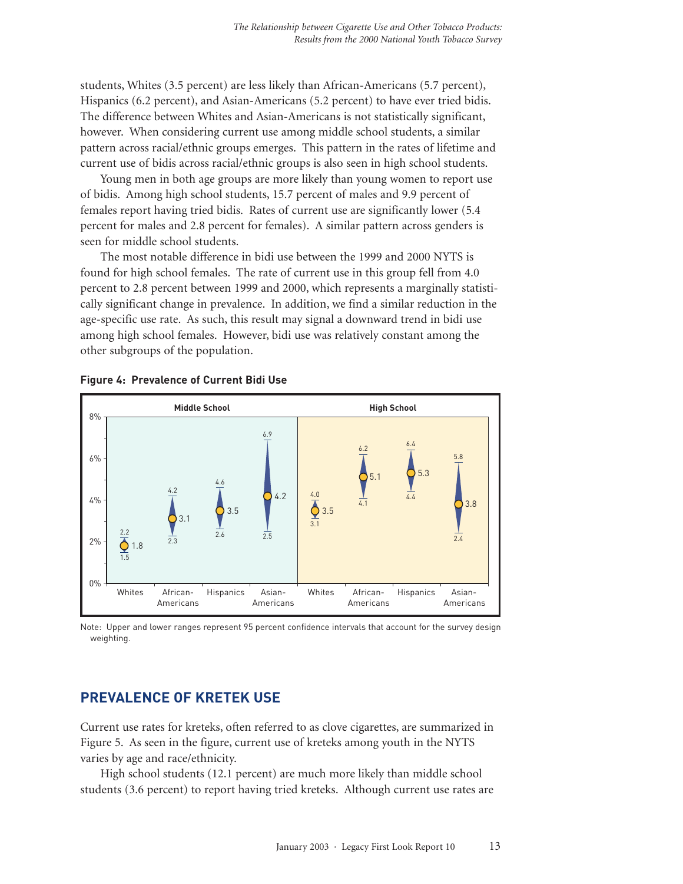students, Whites (3.5 percent) are less likely than African-Americans (5.7 percent), Hispanics (6.2 percent), and Asian-Americans (5.2 percent) to have ever tried bidis. The difference between Whites and Asian-Americans is not statistically significant, however. When considering current use among middle school students, a similar pattern across racial/ethnic groups emerges. This pattern in the rates of lifetime and current use of bidis across racial/ethnic groups is also seen in high school students.

Young men in both age groups are more likely than young women to report use of bidis. Among high school students, 15.7 percent of males and 9.9 percent of females report having tried bidis. Rates of current use are significantly lower (5.4 percent for males and 2.8 percent for females). A similar pattern across genders is seen for middle school students.

The most notable difference in bidi use between the 1999 and 2000 NYTS is found for high school females. The rate of current use in this group fell from 4.0 percent to 2.8 percent between 1999 and 2000, which represents a marginally statistically significant change in prevalence. In addition, we find a similar reduction in the age-specific use rate. As such, this result may signal a downward trend in bidi use among high school females. However, bidi use was relatively constant among the other subgroups of the population.

**Figure 4: Prevalence of Current Bidi Use**

| | Middle School | | | | High School | | | |
|---|---|---|---|---|---|---|---|---|
| | Whites | African-Americans | Hispanics | Asian-Americans | Whites | African-Americans | Hispanics | Asian-Americans |
| Upper | 2.2 | 4.2 | 4.6 | 6.9 | 4.0 | 6.2 | 6.4 | 5.8 |
| Estimate | 1.8 | 3.1 | 3.5 | 4.2 | 3.5 | 5.1 | 5.3 | 3.8 |
| Lower | 1.5 | 2.3 | 2.6 | 2.5 | 3.1 | 4.1 | 4.4 | 2.4 |

Note: Upper and lower ranges represent 95 percent confidence intervals that account for the survey design weighting.

## PREVALENCE OF KRETEK USE

Current use rates for kreteks, often referred to as clove cigarettes, are summarized in Figure 5. As seen in the figure, current use of kreteks among youth in the NYTS varies by age and race/ethnicity.

High school students (12.1 percent) are much more likely than middle school students (3.6 percent) to report having tried kreteks. Although current use rates are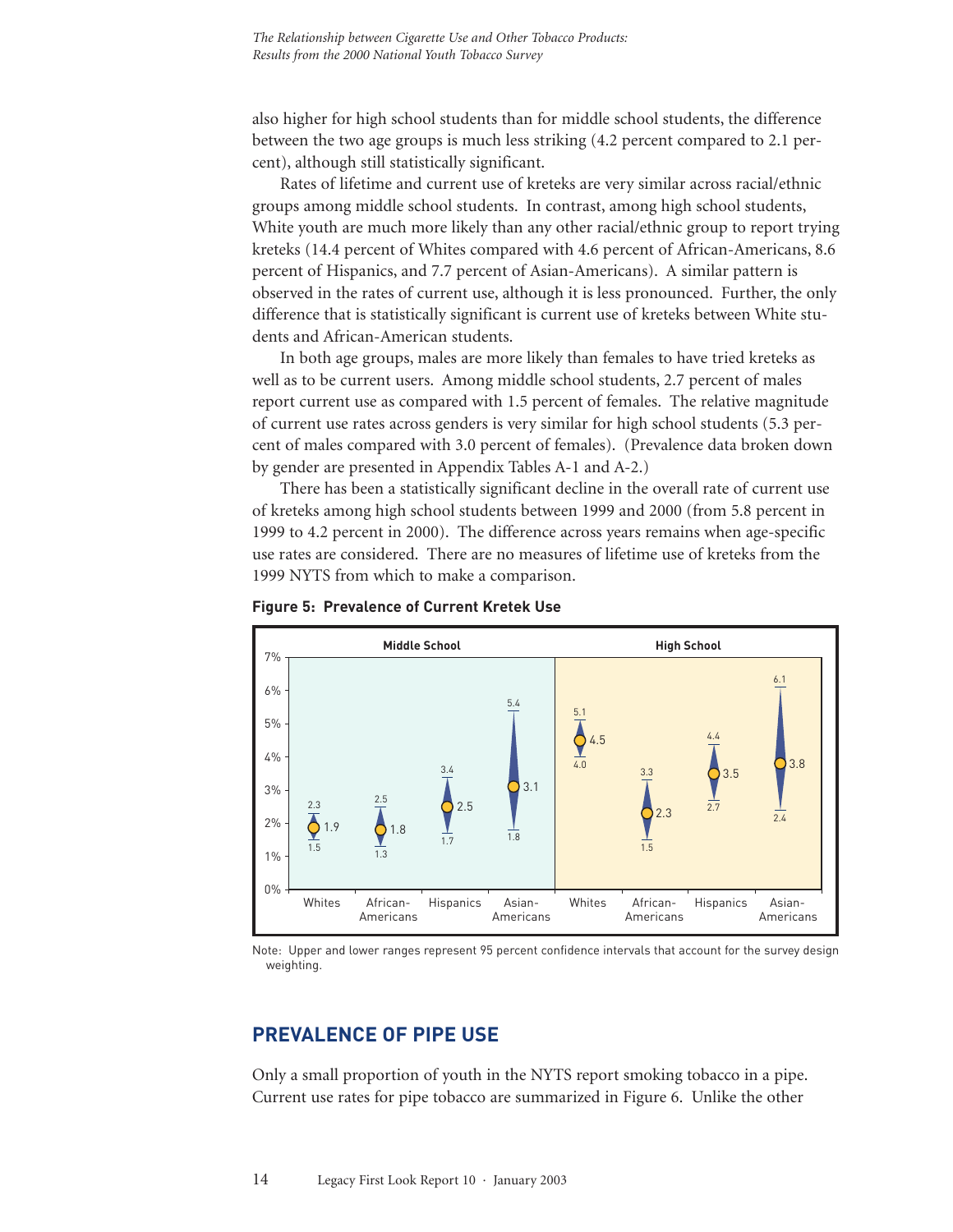also higher for high school students than for middle school students, the difference between the two age groups is much less striking (4.2 percent compared to 2.1 percent), although still statistically significant.

Rates of lifetime and current use of kreteks are very similar across racial/ethnic groups among middle school students. In contrast, among high school students, White youth are much more likely than any other racial/ethnic group to report trying kreteks (14.4 percent of Whites compared with 4.6 percent of African-Americans, 8.6 percent of Hispanics, and 7.7 percent of Asian-Americans). A similar pattern is observed in the rates of current use, although it is less pronounced. Further, the only difference that is statistically significant is current use of kreteks between White students and African-American students.

In both age groups, males are more likely than females to have tried kreteks as well as to be current users. Among middle school students, 2.7 percent of males report current use as compared with 1.5 percent of females. The relative magnitude of current use rates across genders is very similar for high school students (5.3 percent of males compared with 3.0 percent of females). (Prevalence data broken down by gender are presented in Appendix Tables A-1 and A-2.)

There has been a statistically significant decline in the overall rate of current use of kreteks among high school students between 1999 and 2000 (from 5.8 percent in 1999 to 4.2 percent in 2000). The difference across years remains when age-specific use rates are considered. There are no measures of lifetime use of kreteks from the 1999 NYTS from which to make a comparison.

**Figure 5: Prevalence of Current Kretek Use**

| School Level | Group | Estimate (%) | Lower (%) | Upper (%) |
|---|---|---|---|---|
| Middle School | Whites | 1.9 | 1.5 | 2.3 |
| Middle School | African-Americans | 1.8 | 1.3 | 2.5 |
| Middle School | Hispanics | 2.5 | 1.7 | 3.4 |
| Middle School | Asian-Americans | 3.1 | 1.8 | 5.4 |
| High School | Whites | 4.5 | 4.0 | 5.1 |
| High School | African-Americans | 2.3 | 1.5 | 3.3 |
| High School | Hispanics | 3.5 | 2.7 | 4.4 |
| High School | Asian-Americans | 3.8 | 2.4 | 6.1 |

Note: Upper and lower ranges represent 95 percent confidence intervals that account for the survey design weighting.

## PREVALENCE OF PIPE USE

Only a small proportion of youth in the NYTS report smoking tobacco in a pipe. Current use rates for pipe tobacco are summarized in Figure 6. Unlike the other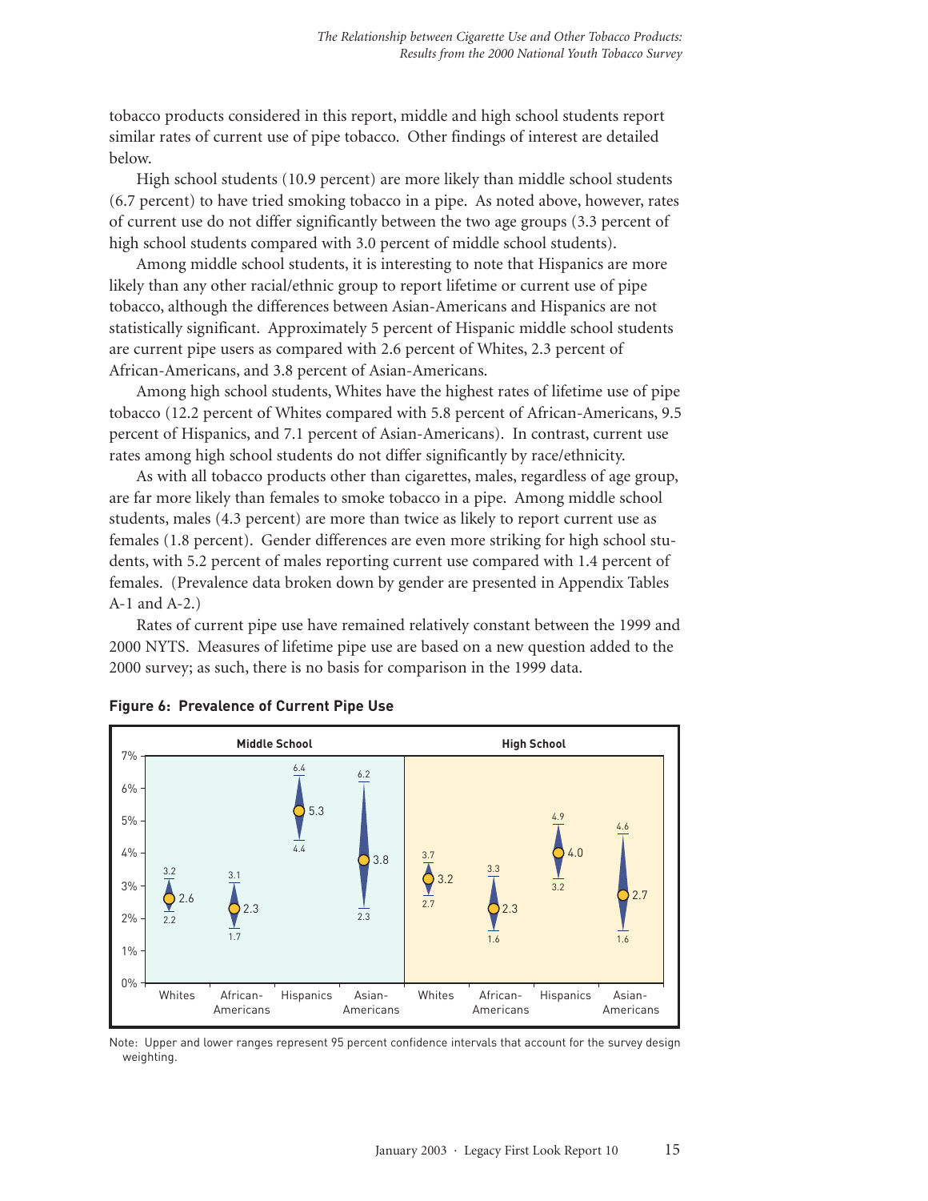tobacco products considered in this report, middle and high school students report similar rates of current use of pipe tobacco. Other findings of interest are detailed below.

High school students (10.9 percent) are more likely than middle school students (6.7 percent) to have tried smoking tobacco in a pipe. As noted above, however, rates of current use do not differ significantly between the two age groups (3.3 percent of high school students compared with 3.0 percent of middle school students).

Among middle school students, it is interesting to note that Hispanics are more likely than any other racial/ethnic group to report lifetime or current use of pipe tobacco, although the differences between Asian-Americans and Hispanics are not statistically significant. Approximately 5 percent of Hispanic middle school students are current pipe users as compared with 2.6 percent of Whites, 2.3 percent of African-Americans, and 3.8 percent of Asian-Americans.

Among high school students, Whites have the highest rates of lifetime use of pipe tobacco (12.2 percent of Whites compared with 5.8 percent of African-Americans, 9.5 percent of Hispanics, and 7.1 percent of Asian-Americans). In contrast, current use rates among high school students do not differ significantly by race/ethnicity.

As with all tobacco products other than cigarettes, males, regardless of age group, are far more likely than females to smoke tobacco in a pipe. Among middle school students, males (4.3 percent) are more than twice as likely to report current use as females (1.8 percent). Gender differences are even more striking for high school students, with 5.2 percent of males reporting current use compared with 1.4 percent of females. (Prevalence data broken down by gender are presented in Appendix Tables A-1 and A-2.)

Rates of current pipe use have remained relatively constant between the 1999 and 2000 NYTS. Measures of lifetime pipe use are based on a new question added to the 2000 survey; as such, there is no basis for comparison in the 1999 data.

**Figure 6: Prevalence of Current Pipe Use**

| School | Group | Prevalence (%) | Lower 95% CI | Upper 95% CI |
|---|---|---|---|---|
| Middle School | Whites | 2.6 | 2.2 | 3.2 |
| Middle School | African-Americans | 2.3 | 1.7 | 3.1 |
| Middle School | Hispanics | 5.3 | 4.4 | 6.4 |
| Middle School | Asian-Americans | 3.8 | 2.3 | 6.2 |
| High School | Whites | 3.2 | 2.7 | 3.7 |
| High School | African-Americans | 2.3 | 1.6 | 3.3 |
| High School | Hispanics | 4.0 | 3.2 | 4.9 |
| High School | Asian-Americans | 2.7 | 1.6 | 4.6 |

Note: Upper and lower ranges represent 95 percent confidence intervals that account for the survey design weighting.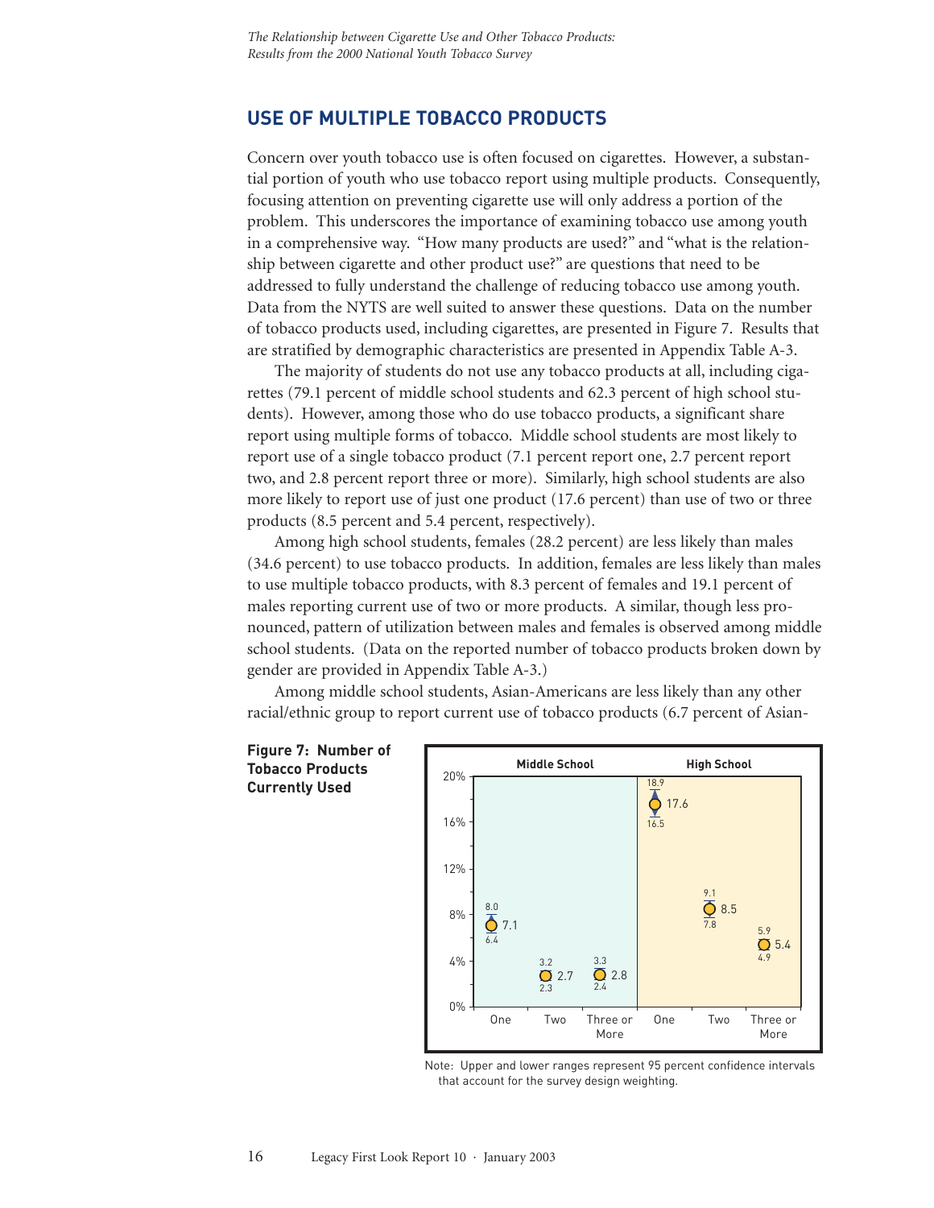## USE OF MULTIPLE TOBACCO PRODUCTS

Concern over youth tobacco use is often focused on cigarettes. However, a substantial portion of youth who use tobacco report using multiple products. Consequently, focusing attention on preventing cigarette use will only address a portion of the problem. This underscores the importance of examining tobacco use among youth in a comprehensive way. "How many products are used?" and "what is the relationship between cigarette and other product use?" are questions that need to be addressed to fully understand the challenge of reducing tobacco use among youth. Data from the NYTS are well suited to answer these questions. Data on the number of tobacco products used, including cigarettes, are presented in Figure 7. Results that are stratified by demographic characteristics are presented in Appendix Table A-3.

The majority of students do not use any tobacco products at all, including cigarettes (79.1 percent of middle school students and 62.3 percent of high school students). However, among those who do use tobacco products, a significant share report using multiple forms of tobacco. Middle school students are most likely to report use of a single tobacco product (7.1 percent report one, 2.7 percent report two, and 2.8 percent report three or more). Similarly, high school students are also more likely to report use of just one product (17.6 percent) than use of two or three products (8.5 percent and 5.4 percent, respectively).

Among high school students, females (28.2 percent) are less likely than males (34.6 percent) to use tobacco products. In addition, females are less likely than males to use multiple tobacco products, with 8.3 percent of females and 19.1 percent of males reporting current use of two or more products. A similar, though less pronounced, pattern of utilization between males and females is observed among middle school students. (Data on the reported number of tobacco products broken down by gender are provided in Appendix Table A-3.)

Among middle school students, Asian-Americans are less likely than any other racial/ethnic group to report current use of tobacco products (6.7 percent of Asian-

**Figure 7: Number of Tobacco Products Currently Used**

| | Middle School | | | High School | | |
|---|---|---|---|---|---|---|
| | One | Two | Three or More | One | Two | Three or More |
| Upper | 8.0 | 3.2 | 3.3 | 18.9 | 9.1 | 5.9 |
| Estimate (%) | 7.1 | 2.7 | 2.8 | 17.6 | 8.5 | 5.4 |
| Lower | 6.4 | 2.3 | 2.4 | 16.5 | 7.8 | 4.9 |

Note: Upper and lower ranges represent 95 percent confidence intervals that account for the survey design weighting.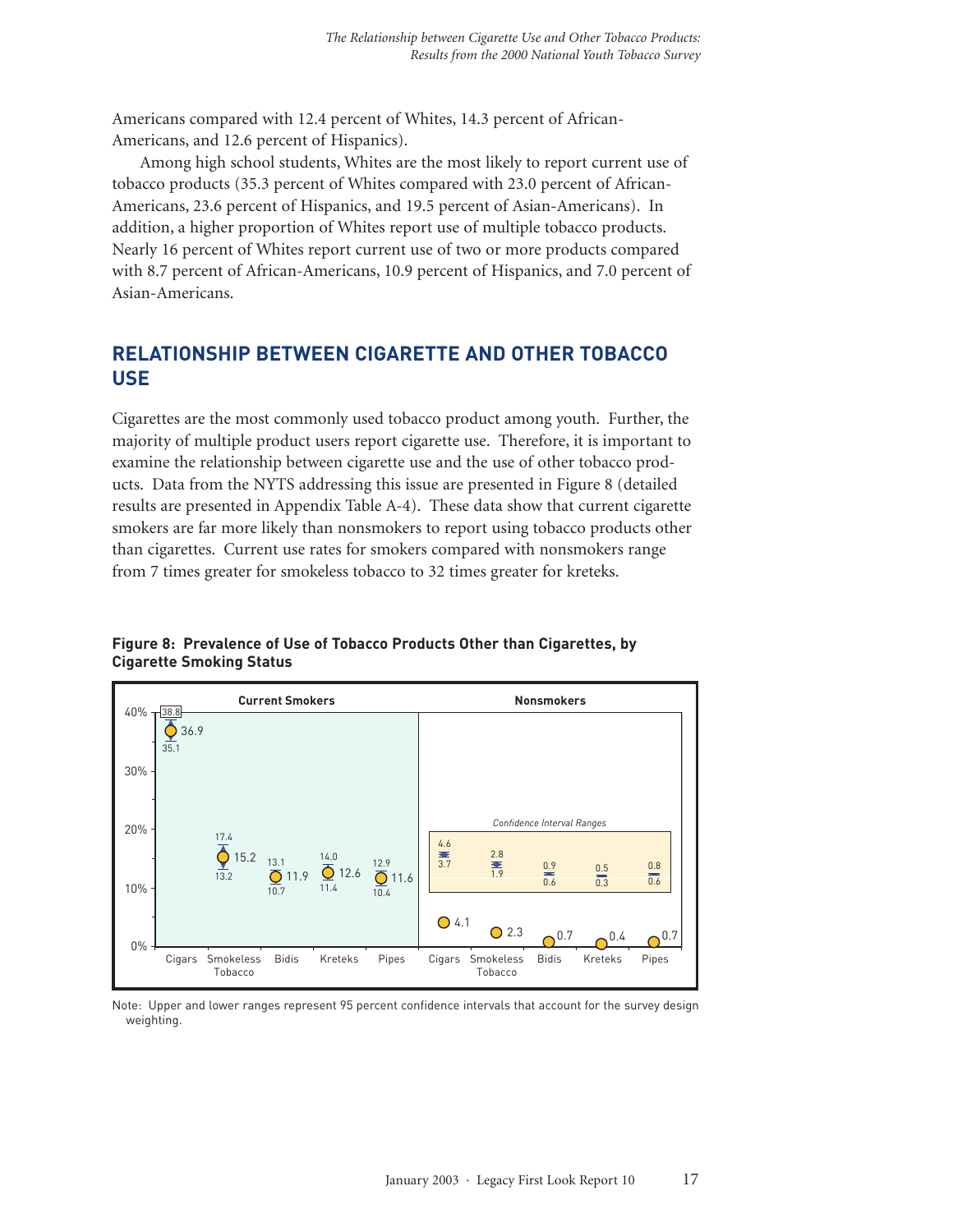Americans compared with 12.4 percent of Whites, 14.3 percent of African-Americans, and 12.6 percent of Hispanics).

Among high school students, Whites are the most likely to report current use of tobacco products (35.3 percent of Whites compared with 23.0 percent of African-Americans, 23.6 percent of Hispanics, and 19.5 percent of Asian-Americans). In addition, a higher proportion of Whites report use of multiple tobacco products. Nearly 16 percent of Whites report current use of two or more products compared with 8.7 percent of African-Americans, 10.9 percent of Hispanics, and 7.0 percent of Asian-Americans.

## RELATIONSHIP BETWEEN CIGARETTE AND OTHER TOBACCO USE

Cigarettes are the most commonly used tobacco product among youth. Further, the majority of multiple product users report cigarette use. Therefore, it is important to examine the relationship between cigarette use and the use of other tobacco products. Data from the NYTS addressing this issue are presented in Figure 8 (detailed results are presented in Appendix Table A-4). These data show that current cigarette smokers are far more likely than nonsmokers to report using tobacco products other than cigarettes. Current use rates for smokers compared with nonsmokers range from 7 times greater for smokeless tobacco to 32 times greater for kreteks.

**Figure 8: Prevalence of Use of Tobacco Products Other than Cigarettes, by Cigarette Smoking Status**

| Product | Current Smokers (%) | 95% CI | Nonsmokers (%) | 95% CI |
|---|---|---|---|---|
| Cigars | 36.9 | 35.1–38.8 | 4.1 | 3.7–4.6 |
| Smokeless Tobacco | 15.2 | 13.2–17.4 | 2.3 | 1.9–2.8 |
| Bidis | 11.9 | 10.7–13.1 | 0.7 | 0.6–0.9 |
| Kreteks | 12.6 | 11.4–14.0 | 0.4 | 0.3–0.5 |
| Pipes | 11.6 | 10.4–12.9 | 0.7 | 0.6–0.8 |

Note: Upper and lower ranges represent 95 percent confidence intervals that account for the survey design weighting.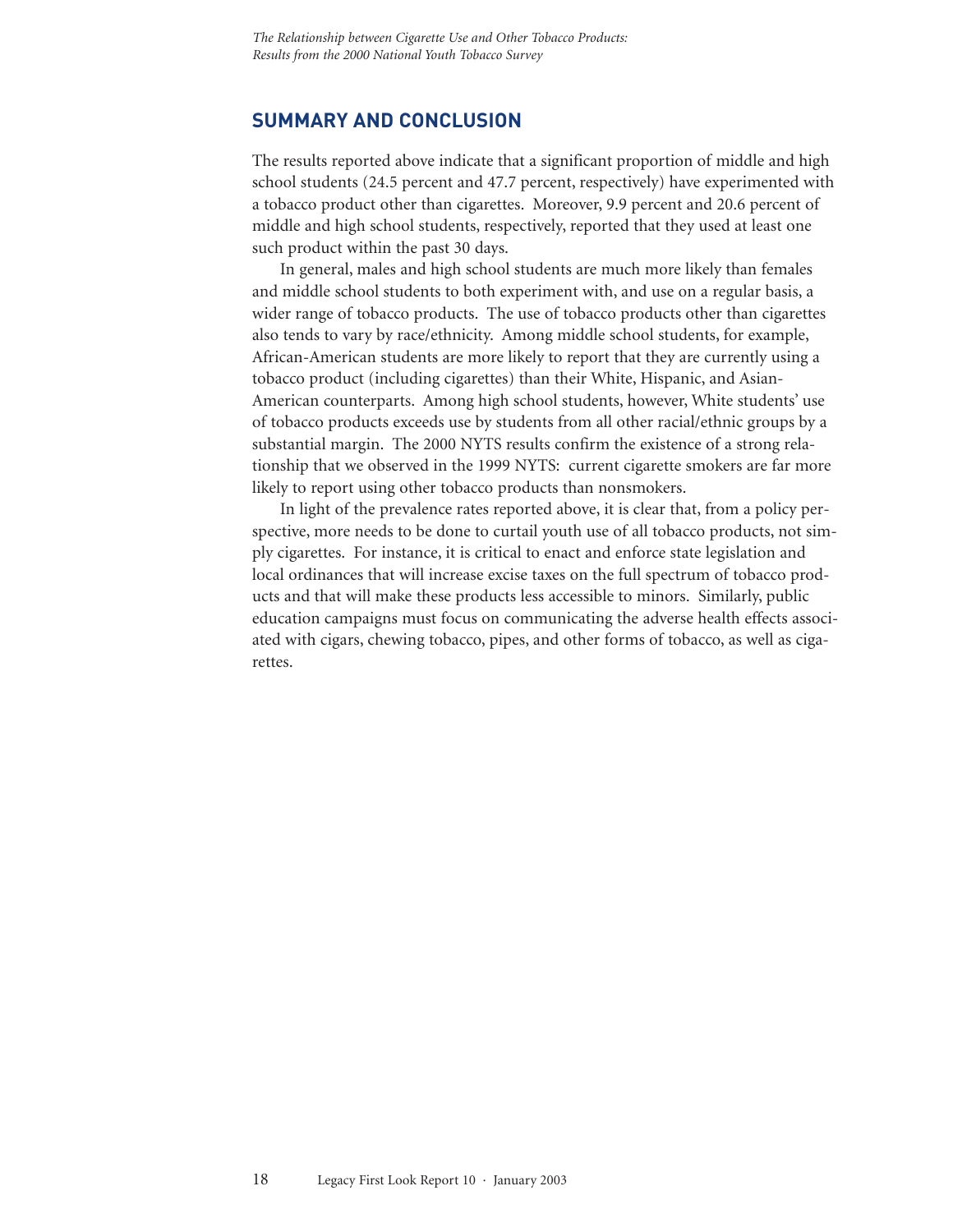## SUMMARY AND CONCLUSION

The results reported above indicate that a significant proportion of middle and high school students (24.5 percent and 47.7 percent, respectively) have experimented with a tobacco product other than cigarettes. Moreover, 9.9 percent and 20.6 percent of middle and high school students, respectively, reported that they used at least one such product within the past 30 days.

In general, males and high school students are much more likely than females and middle school students to both experiment with, and use on a regular basis, a wider range of tobacco products. The use of tobacco products other than cigarettes also tends to vary by race/ethnicity. Among middle school students, for example, African-American students are more likely to report that they are currently using a tobacco product (including cigarettes) than their White, Hispanic, and Asian-American counterparts. Among high school students, however, White students' use of tobacco products exceeds use by students from all other racial/ethnic groups by a substantial margin. The 2000 NYTS results confirm the existence of a strong relationship that we observed in the 1999 NYTS: current cigarette smokers are far more likely to report using other tobacco products than nonsmokers.

In light of the prevalence rates reported above, it is clear that, from a policy perspective, more needs to be done to curtail youth use of all tobacco products, not simply cigarettes. For instance, it is critical to enact and enforce state legislation and local ordinances that will increase excise taxes on the full spectrum of tobacco products and that will make these products less accessible to minors. Similarly, public education campaigns must focus on communicating the adverse health effects associated with cigars, chewing tobacco, pipes, and other forms of tobacco, as well as cigarettes.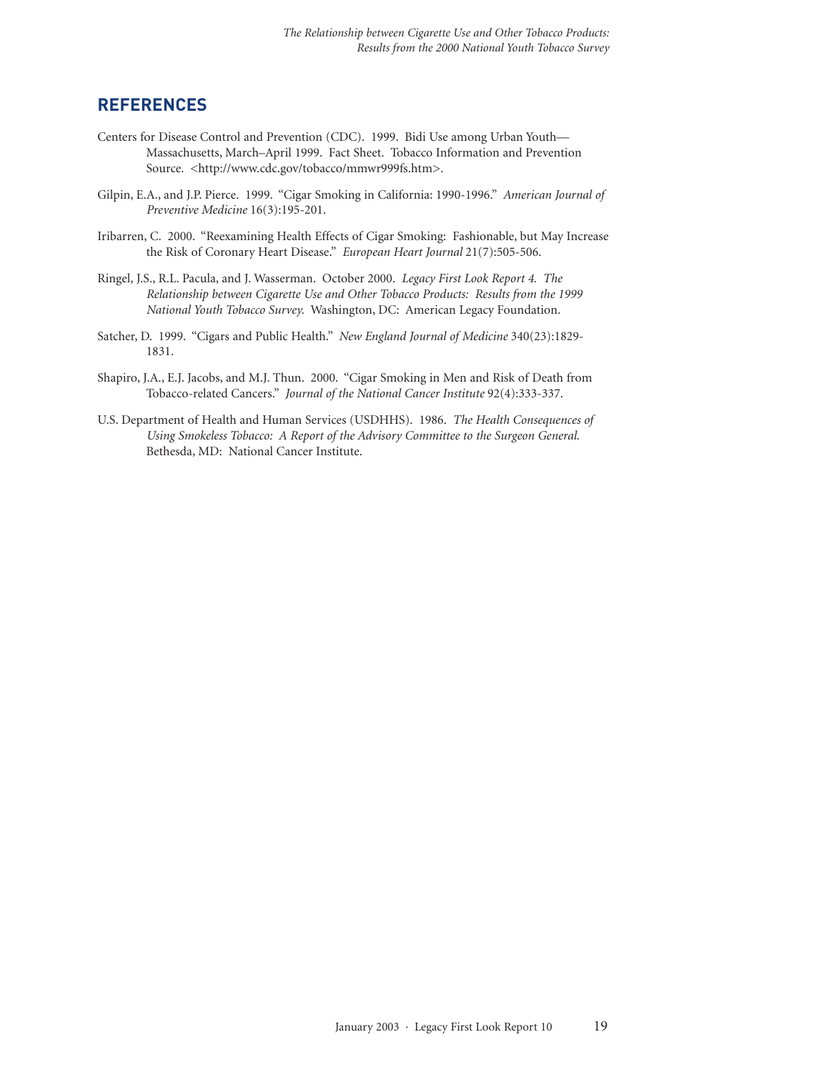## REFERENCES

Centers for Disease Control and Prevention (CDC). 1999. Bidi Use among Urban Youth—Massachusetts, March–April 1999. Fact Sheet. Tobacco Information and Prevention Source. <http://www.cdc.gov/tobacco/mmwr999fs.htm>.

Gilpin, E.A., and J.P. Pierce. 1999. "Cigar Smoking in California: 1990-1996." *American Journal of Preventive Medicine* 16(3):195-201.

Iribarren, C. 2000. "Reexamining Health Effects of Cigar Smoking: Fashionable, but May Increase the Risk of Coronary Heart Disease." *European Heart Journal* 21(7):505-506.

Ringel, J.S., R.L. Pacula, and J. Wasserman. October 2000. *Legacy First Look Report 4. The Relationship between Cigarette Use and Other Tobacco Products: Results from the 1999 National Youth Tobacco Survey.* Washington, DC: American Legacy Foundation.

Satcher, D. 1999. "Cigars and Public Health." *New England Journal of Medicine* 340(23):1829-1831.

Shapiro, J.A., E.J. Jacobs, and M.J. Thun. 2000. "Cigar Smoking in Men and Risk of Death from Tobacco-related Cancers." *Journal of the National Cancer Institute* 92(4):333-337.

U.S. Department of Health and Human Services (USDHHS). 1986. *The Health Consequences of Using Smokeless Tobacco: A Report of the Advisory Committee to the Surgeon General.* Bethesda, MD: National Cancer Institute.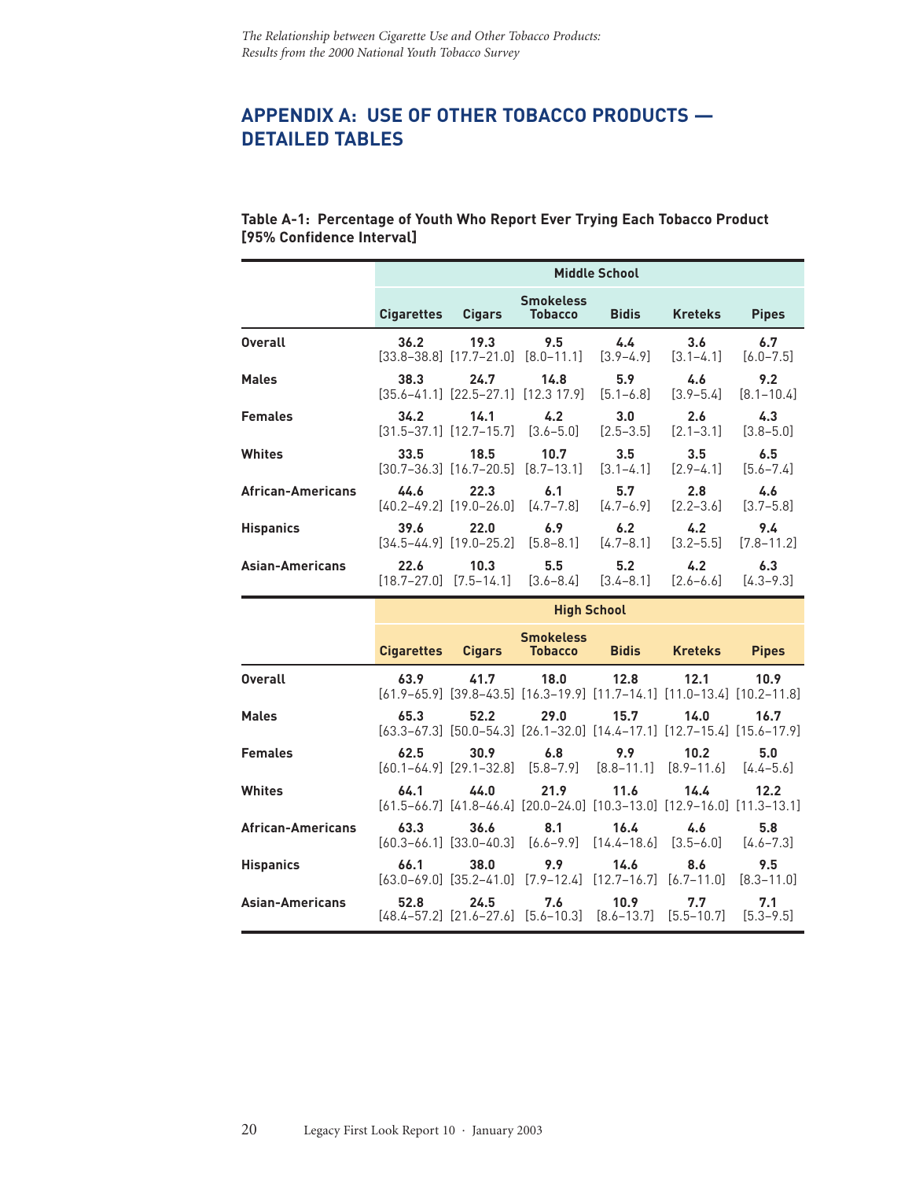# APPENDIX A: USE OF OTHER TOBACCO PRODUCTS — DETAILED TABLES

**Table A-1: Percentage of Youth Who Report Ever Trying Each Tobacco Product [95% Confidence Interval]**

| | Middle School | | | | | |
|---|---|---|---|---|---|---|
| | **Cigarettes** | **Cigars** | **Smokeless Tobacco** | **Bidis** | **Kreteks** | **Pipes** |
| **Overall** | **36.2** [33.8–38.8] | **19.3** [17.7–21.0] | **9.5** [8.0–11.1] | **4.4** [3.9–4.9] | **3.6** [3.1–4.1] | **6.7** [6.0–7.5] |
| **Males** | **38.3** [35.6–41.1] | **24.7** [22.5–27.1] | **14.8** [12.3 17.9] | **5.9** [5.1–6.8] | **4.6** [3.9–5.4] | **9.2** [8.1–10.4] |
| **Females** | **34.2** [31.5–37.1] | **14.1** [12.7–15.7] | **4.2** [3.6–5.0] | **3.0** [2.5–3.5] | **2.6** [2.1–3.1] | **4.3** [3.8–5.0] |
| **Whites** | **33.5** [30.7–36.3] | **18.5** [16.7–20.5] | **10.7** [8.7–13.1] | **3.5** [3.1–4.1] | **3.5** [2.9–4.1] | **6.5** [5.6–7.4] |
| **African-Americans** | **44.6** [40.2–49.2] | **22.3** [19.0–26.0] | **6.1** [4.7–7.8] | **5.7** [4.7–6.9] | **2.8** [2.2–3.6] | **4.6** [3.7–5.8] |
| **Hispanics** | **39.6** [34.5–44.9] | **22.0** [19.0–25.2] | **6.9** [5.8–8.1] | **6.2** [4.7–8.1] | **4.2** [3.2–5.5] | **9.4** [7.8–11.2] |
| **Asian-Americans** | **22.6** [18.7–27.0] | **10.3** [7.5–14.1] | **5.5** [3.6–8.4] | **5.2** [3.4–8.1] | **4.2** [2.6–6.6] | **6.3** [4.3–9.3] |
| | **High School** | | | | | |
| | **Cigarettes** | **Cigars** | **Smokeless Tobacco** | **Bidis** | **Kreteks** | **Pipes** |
| **Overall** | **63.9** [61.9–65.9] | **41.7** [39.8–43.5] | **18.0** [16.3–19.9] | **12.8** [11.7–14.1] | **12.1** [11.0–13.4] | **10.9** [10.2–11.8] |
| **Males** | **65.3** [63.3–67.3] | **52.2** [50.0–54.3] | **29.0** [26.1–32.0] | **15.7** [14.4–17.1] | **14.0** [12.7–15.4] | **16.7** [15.6–17.9] |
| **Females** | **62.5** [60.1–64.9] | **30.9** [29.1–32.8] | **6.8** [5.8–7.9] | **9.9** [8.8–11.1] | **10.2** [8.9–11.6] | **5.0** [4.4–5.6] |
| **Whites** | **64.1** [61.5–66.7] | **44.0** [41.8–46.4] | **21.9** [20.0–24.0] | **11.6** [10.3–13.0] | **14.4** [12.9–16.0] | **12.2** [11.3–13.1] |
| **African-Americans** | **63.3** [60.3–66.1] | **36.6** [33.0–40.3] | **8.1** [6.6–9.9] | **16.4** [14.4–18.6] | **4.6** [3.5–6.0] | **5.8** [4.6–7.3] |
| **Hispanics** | **66.1** [63.0–69.0] | **38.0** [35.2–41.0] | **9.9** [7.9–12.4] | **14.6** [12.7–16.7] | **8.6** [6.7–11.0] | **9.5** [8.3–11.0] |
| **Asian-Americans** | **52.8** [48.4–57.2] | **24.5** [21.6–27.6] | **7.6** [5.6–10.3] | **10.9** [8.6–13.7] | **7.7** [5.5–10.7] | **7.1** [5.3–9.5] |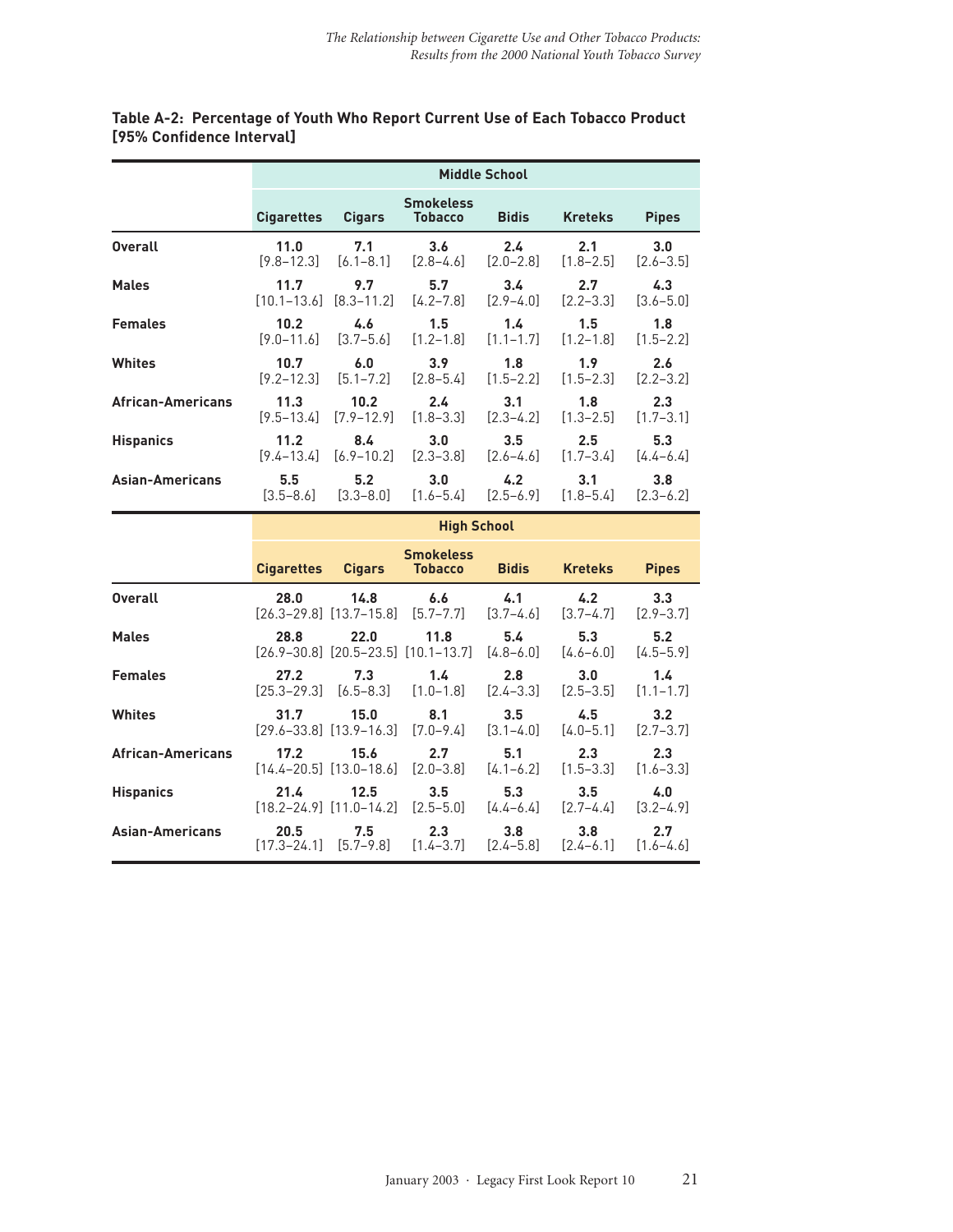**Table A-2: Percentage of Youth Who Report Current Use of Each Tobacco Product [95% Confidence Interval]**

| | Middle School | | | | | |
|---|---|---|---|---|---|---|
| | Cigarettes | Cigars | Smokeless Tobacco | Bidis | Kreteks | Pipes |
| **Overall** | **11.0** [9.8–12.3] | **7.1** [6.1–8.1] | **3.6** [2.8–4.6] | **2.4** [2.0–2.8] | **2.1** [1.8–2.5] | **3.0** [2.6–3.5] |
| **Males** | **11.7** [10.1–13.6] | **9.7** [8.3–11.2] | **5.7** [4.2–7.8] | **3.4** [2.9–4.0] | **2.7** [2.2–3.3] | **4.3** [3.6–5.0] |
| **Females** | **10.2** [9.0–11.6] | **4.6** [3.7–5.6] | **1.5** [1.2–1.8] | **1.4** [1.1–1.7] | **1.5** [1.2–1.8] | **1.8** [1.5–2.2] |
| **Whites** | **10.7** [9.2–12.3] | **6.0** [5.1–7.2] | **3.9** [2.8–5.4] | **1.8** [1.5–2.2] | **1.9** [1.5–2.3] | **2.6** [2.2–3.2] |
| **African-Americans** | **11.3** [9.5–13.4] | **10.2** [7.9–12.9] | **2.4** [1.8–3.3] | **3.1** [2.3–4.2] | **1.8** [1.3–2.5] | **2.3** [1.7–3.1] |
| **Hispanics** | **11.2** [9.4–13.4] | **8.4** [6.9–10.2] | **3.0** [2.3–3.8] | **3.5** [2.6–4.6] | **2.5** [1.7–3.4] | **5.3** [4.4–6.4] |
| **Asian-Americans** | **5.5** [3.5–8.6] | **5.2** [3.3–8.0] | **3.0** [1.6–5.4] | **4.2** [2.5–6.9] | **3.1** [1.8–5.4] | **3.8** [2.3–6.2] |
| | **High School** | | | | | |
| | Cigarettes | Cigars | Smokeless Tobacco | Bidis | Kreteks | Pipes |
| **Overall** | **28.0** [26.3–29.8] | **14.8** [13.7–15.8] | **6.6** [5.7–7.7] | **4.1** [3.7–4.6] | **4.2** [3.7–4.7] | **3.3** [2.9–3.7] |
| **Males** | **28.8** [26.9–30.8] | **22.0** [20.5–23.5] | **11.8** [10.1–13.7] | **5.4** [4.8–6.0] | **5.3** [4.6–6.0] | **5.2** [4.5–5.9] |
| **Females** | **27.2** [25.3–29.3] | **7.3** [6.5–8.3] | **1.4** [1.0–1.8] | **2.8** [2.4–3.3] | **3.0** [2.5–3.5] | **1.4** [1.1–1.7] |
| **Whites** | **31.7** [29.6–33.8] | **15.0** [13.9–16.3] | **8.1** [7.0–9.4] | **3.5** [3.1–4.0] | **4.5** [4.0–5.1] | **3.2** [2.7–3.7] |
| **African-Americans** | **17.2** [14.4–20.5] | **15.6** [13.0–18.6] | **2.7** [2.0–3.8] | **5.1** [4.1–6.2] | **2.3** [1.5–3.3] | **2.3** [1.6–3.3] |
| **Hispanics** | **21.4** [18.2–24.9] | **12.5** [11.0–14.2] | **3.5** [2.5–5.0] | **5.3** [4.4–6.4] | **3.5** [2.7–4.4] | **4.0** [3.2–4.9] |
| **Asian-Americans** | **20.5** [17.3–24.1] | **7.5** [5.7–9.8] | **2.3** [1.4–3.7] | **3.8** [2.4–5.8] | **3.8** [2.4–6.1] | **2.7** [1.6–4.6] |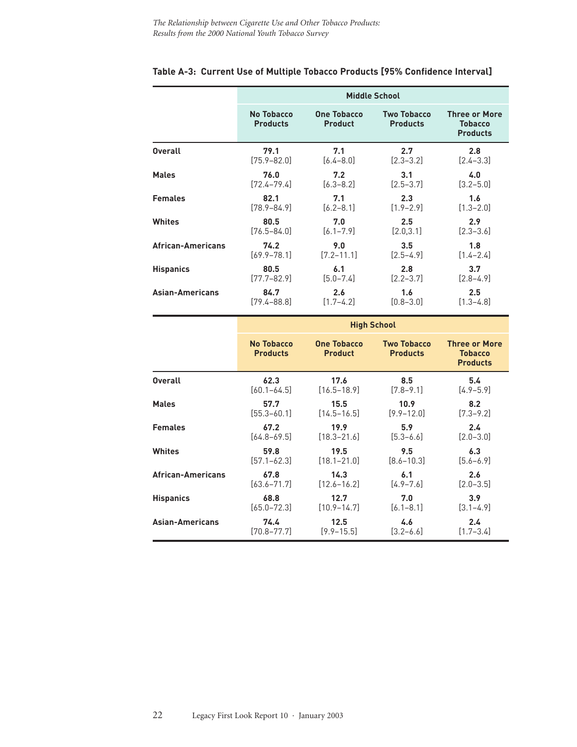**Table A-3: Current Use of Multiple Tobacco Products [95% Confidence Interval]**

| | Middle School | | | |
|---|---|---|---|---|
| | **No Tobacco Products** | **One Tobacco Product** | **Two Tobacco Products** | **Three or More Tobacco Products** |
| **Overall** | **79.1** [75.9–82.0] | **7.1** [6.4–8.0] | **2.7** [2.3–3.2] | **2.8** [2.4–3.3] |
| **Males** | **76.0** [72.4–79.4] | **7.2** [6.3–8.2] | **3.1** [2.5–3.7] | **4.0** [3.2–5.0] |
| **Females** | **82.1** [78.9–84.9] | **7.1** [6.2–8.1] | **2.3** [1.9–2.9] | **1.6** [1.3–2.0] |
| **Whites** | **80.5** [76.5–84.0] | **7.0** [6.1–7.9] | **2.5** [2.0,3.1] | **2.9** [2.3–3.6] |
| **African-Americans** | **74.2** [69.9–78.1] | **9.0** [7.2–11.1] | **3.5** [2.5–4.9] | **1.8** [1.4–2.4] |
| **Hispanics** | **80.5** [77.7–82.9] | **6.1** [5.0–7.4] | **2.8** [2.2–3.7] | **3.7** [2.8–4.9] |
| **Asian-Americans** | **84.7** [79.4–88.8] | **2.6** [1.7–4.2] | **1.6** [0.8–3.0] | **2.5** [1.3–4.8] |

| | High School | | | |
|---|---|---|---|---|
| | **No Tobacco Products** | **One Tobacco Product** | **Two Tobacco Products** | **Three or More Tobacco Products** |
| **Overall** | **62.3** [60.1–64.5] | **17.6** [16.5–18.9] | **8.5** [7.8–9.1] | **5.4** [4.9–5.9] |
| **Males** | **57.7** [55.3–60.1] | **15.5** [14.5–16.5] | **10.9** [9.9–12.0] | **8.2** [7.3–9.2] |
| **Females** | **67.2** [64.8–69.5] | **19.9** [18.3–21.6] | **5.9** [5.3–6.6] | **2.4** [2.0–3.0] |
| **Whites** | **59.8** [57.1–62.3] | **19.5** [18.1–21.0] | **9.5** [8.6–10.3] | **6.3** [5.6–6.9] |
| **African-Americans** | **67.8** [63.6–71.7] | **14.3** [12.6–16.2] | **6.1** [4.9–7.6] | **2.6** [2.0–3.5] |
| **Hispanics** | **68.8** [65.0–72.3] | **12.7** [10.9–14.7] | **7.0** [6.1–8.1] | **3.9** [3.1–4.9] |
| **Asian-Americans** | **74.4** [70.8–77.7] | **12.5** [9.9–15.5] | **4.6** [3.2–6.6] | **2.4** [1.7–3.4] |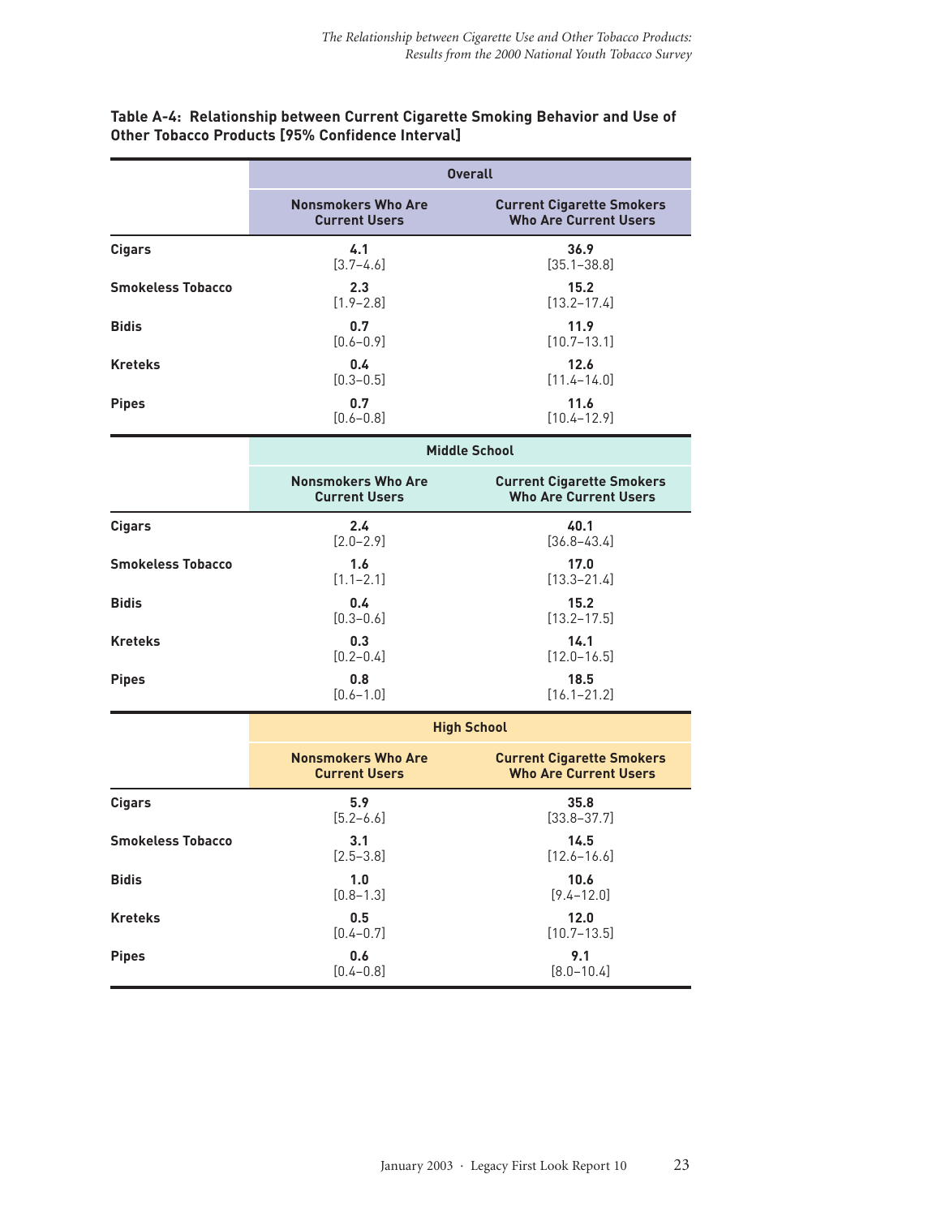**Table A-4: Relationship between Current Cigarette Smoking Behavior and Use of Other Tobacco Products [95% Confidence Interval]**

| | Overall | |
|---|---|---|
| | **Nonsmokers Who Are Current Users** | **Current Cigarette Smokers Who Are Current Users** |
| **Cigars** | **4.1** [3.7–4.6] | **36.9** [35.1–38.8] |
| **Smokeless Tobacco** | **2.3** [1.9–2.8] | **15.2** [13.2–17.4] |
| **Bidis** | **0.7** [0.6–0.9] | **11.9** [10.7–13.1] |
| **Kreteks** | **0.4** [0.3–0.5] | **12.6** [11.4–14.0] |
| **Pipes** | **0.7** [0.6–0.8] | **11.6** [10.4–12.9] |
| | **Middle School** | |
| | **Nonsmokers Who Are Current Users** | **Current Cigarette Smokers Who Are Current Users** |
| **Cigars** | **2.4** [2.0–2.9] | **40.1** [36.8–43.4] |
| **Smokeless Tobacco** | **1.6** [1.1–2.1] | **17.0** [13.3–21.4] |
| **Bidis** | **0.4** [0.3–0.6] | **15.2** [13.2–17.5] |
| **Kreteks** | **0.3** [0.2–0.4] | **14.1** [12.0–16.5] |
| **Pipes** | **0.8** [0.6–1.0] | **18.5** [16.1–21.2] |
| | **High School** | |
| | **Nonsmokers Who Are Current Users** | **Current Cigarette Smokers Who Are Current Users** |
| **Cigars** | **5.9** [5.2–6.6] | **35.8** [33.8–37.7] |
| **Smokeless Tobacco** | **3.1** [2.5–3.8] | **14.5** [12.6–16.6] |
| **Bidis** | **1.0** [0.8–1.3] | **10.6** [9.4–12.0] |
| **Kreteks** | **0.5** [0.4–0.7] | **12.0** [10.7–13.5] |
| **Pipes** | **0.6** [0.4–0.8] | **9.1** [8.0–10.4] |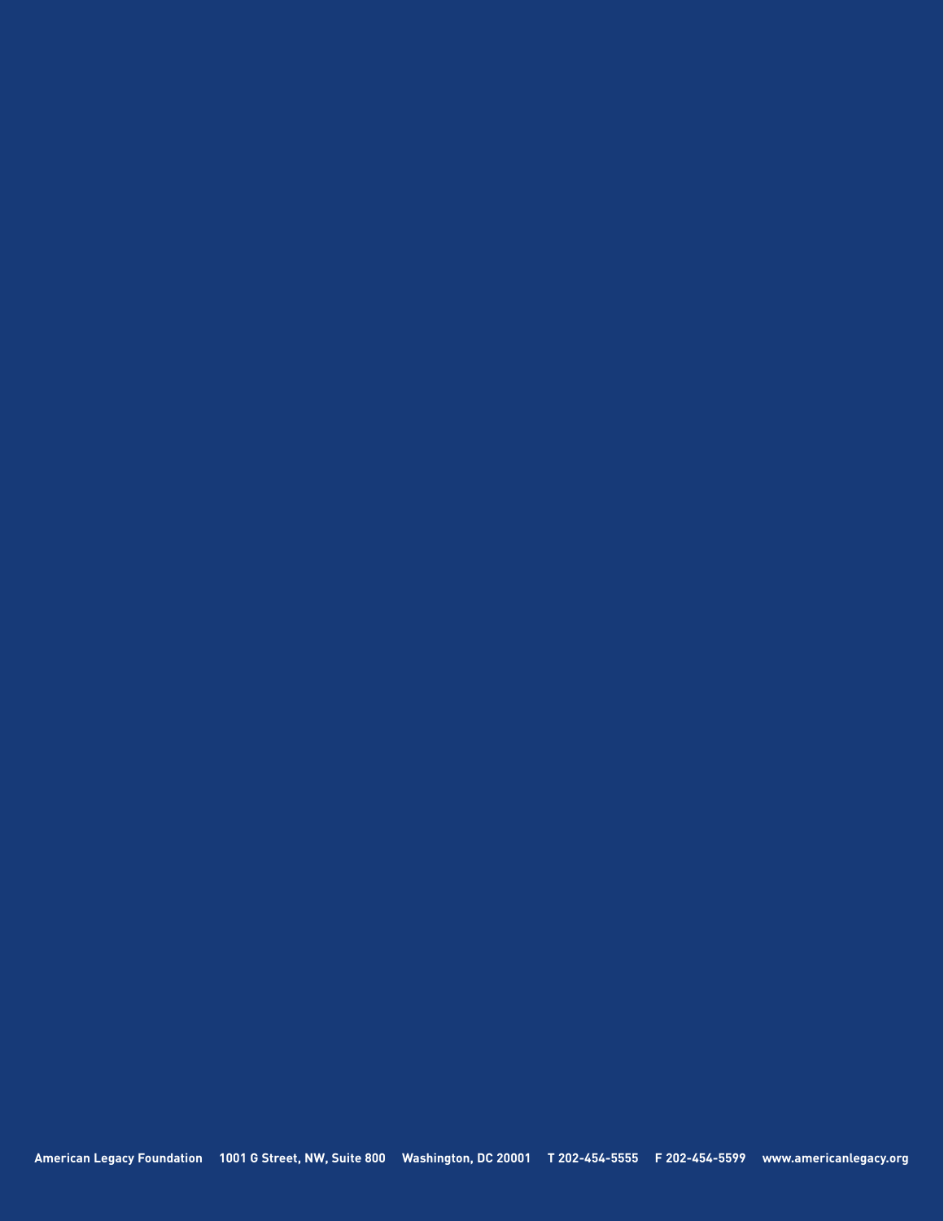American Legacy Foundation 1001 G Street, NW, Suite 800 Washington, DC 20001 T 202-454-5555 F 202-454-5599 www.americanlegacy.org